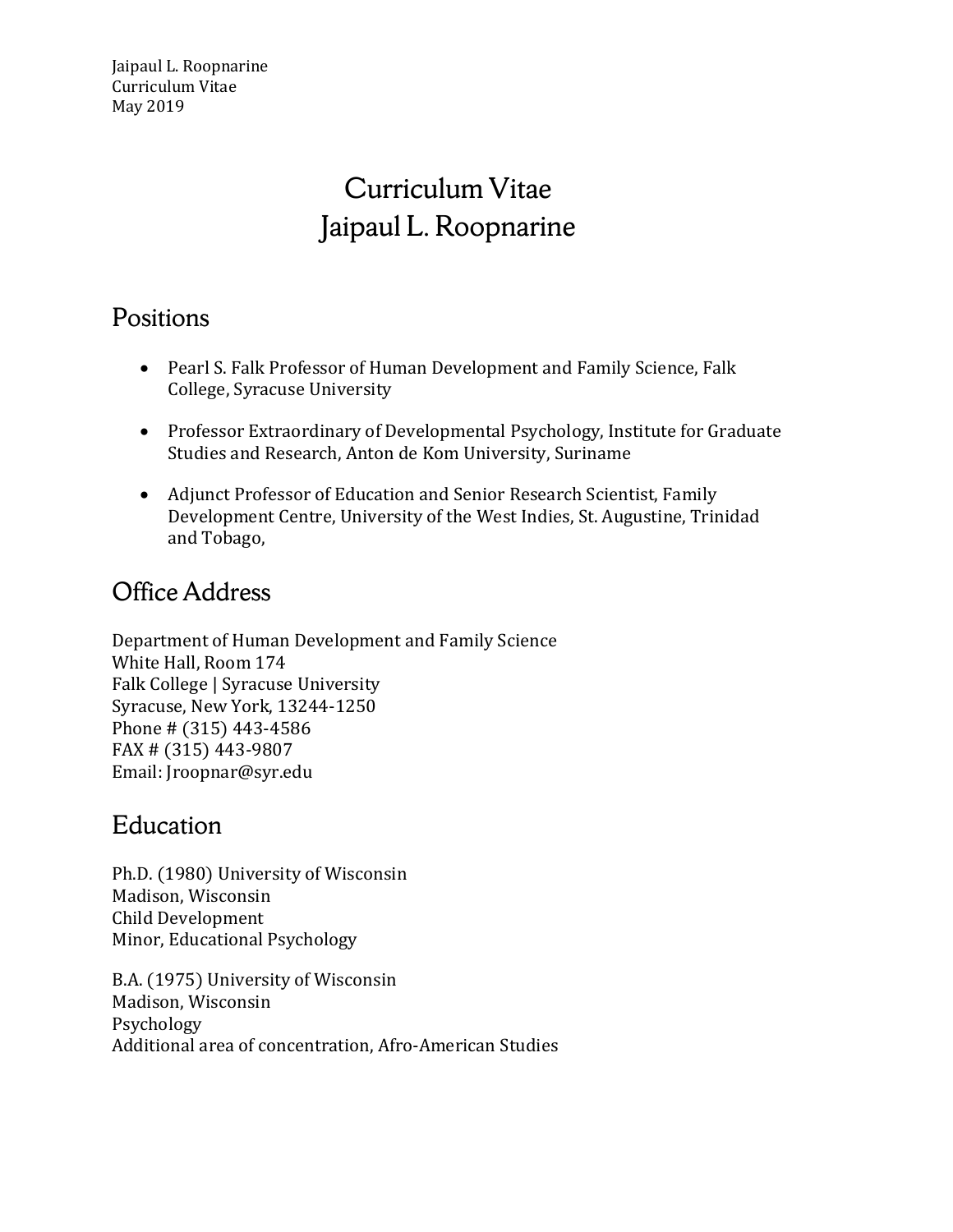# Curriculum Vitae
# Jaipaul L. Roopnarine

## Positions

- Pearl S. Falk Professor of Human Development and Family Science, Falk College, Syracuse University
- Professor Extraordinary of Developmental Psychology, Institute for Graduate Studies and Research, Anton de Kom University, Suriname
- Adjunct Professor of Education and Senior Research Scientist, Family Development Centre, University of the West Indies, St. Augustine, Trinidad and Tobago,

## Office Address

Department of Human Development and Family Science
White Hall, Room 174
Falk College | Syracuse University
Syracuse, New York, 13244-1250
Phone # (315) 443-4586
FAX # (315) 443-9807
Email: Jroopnar@syr.edu

## Education

Ph.D. (1980) University of Wisconsin
Madison, Wisconsin
Child Development
Minor, Educational Psychology

B.A. (1975) University of Wisconsin
Madison, Wisconsin
Psychology
Additional area of concentration, Afro-American Studies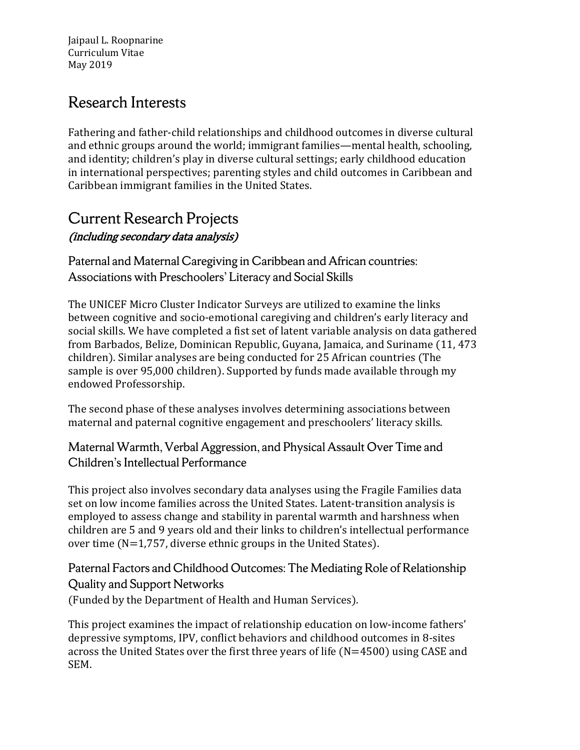Jaipaul L. Roopnarine
Curriculum Vitae
May 2019

# Research Interests

Fathering and father-child relationships and childhood outcomes in diverse cultural and ethnic groups around the world; immigrant families—mental health, schooling, and identity; children's play in diverse cultural settings; early childhood education in international perspectives; parenting styles and child outcomes in Caribbean and Caribbean immigrant families in the United States.

# Current Research Projects

*(including secondary data analysis)*

## Paternal and Maternal Caregiving in Caribbean and African countries: Associations with Preschoolers' Literacy and Social Skills

The UNICEF Micro Cluster Indicator Surveys are utilized to examine the links between cognitive and socio-emotional caregiving and children's early literacy and social skills. We have completed a fist set of latent variable analysis on data gathered from Barbados, Belize, Dominican Republic, Guyana, Jamaica, and Suriname (11, 473 children). Similar analyses are being conducted for 25 African countries (The sample is over 95,000 children). Supported by funds made available through my endowed Professorship.

The second phase of these analyses involves determining associations between maternal and paternal cognitive engagement and preschoolers' literacy skills.

## Maternal Warmth, Verbal Aggression, and Physical Assault Over Time and Children's Intellectual Performance

This project also involves secondary data analyses using the Fragile Families data set on low income families across the United States. Latent-transition analysis is employed to assess change and stability in parental warmth and harshness when children are 5 and 9 years old and their links to children's intellectual performance over time (N=1,757, diverse ethnic groups in the United States).

## Paternal Factors and Childhood Outcomes: The Mediating Role of Relationship Quality and Support Networks

(Funded by the Department of Health and Human Services).

This project examines the impact of relationship education on low-income fathers' depressive symptoms, IPV, conflict behaviors and childhood outcomes in 8-sites across the United States over the first three years of life (N=4500) using CASE and SEM.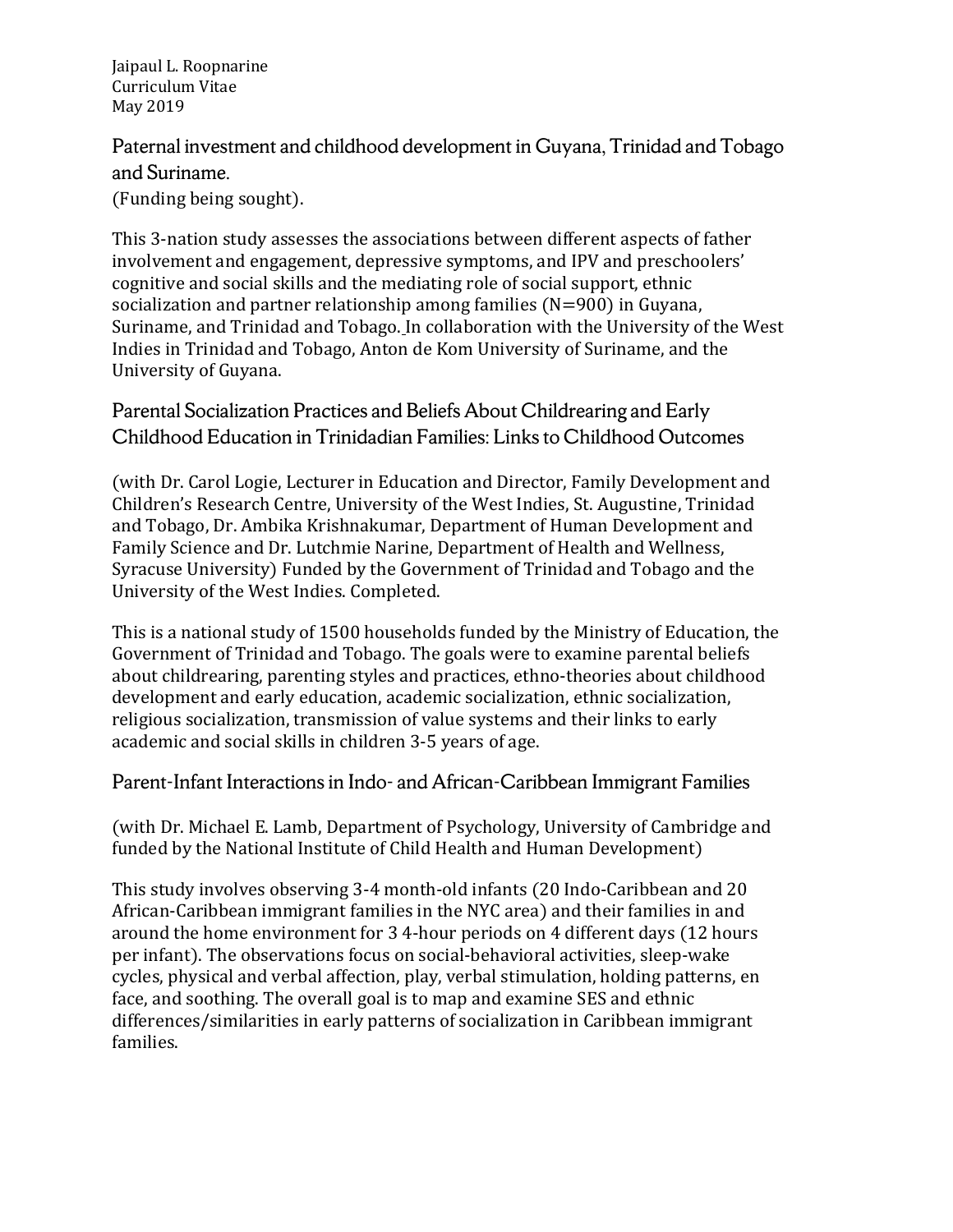## Paternal investment and childhood development in Guyana, Trinidad and Tobago and Suriname.

(Funding being sought).

This 3-nation study assesses the associations between different aspects of father involvement and engagement, depressive symptoms, and IPV and preschoolers' cognitive and social skills and the mediating role of social support, ethnic socialization and partner relationship among families (N=900) in Guyana, Suriname, and Trinidad and Tobago. In collaboration with the University of the West Indies in Trinidad and Tobago, Anton de Kom University of Suriname, and the University of Guyana.

## Parental Socialization Practices and Beliefs About Childrearing and Early Childhood Education in Trinidadian Families: Links to Childhood Outcomes

(with Dr. Carol Logie, Lecturer in Education and Director, Family Development and Children's Research Centre, University of the West Indies, St. Augustine, Trinidad and Tobago, Dr. Ambika Krishnakumar, Department of Human Development and Family Science and Dr. Lutchmie Narine, Department of Health and Wellness, Syracuse University) Funded by the Government of Trinidad and Tobago and the University of the West Indies. Completed.

This is a national study of 1500 households funded by the Ministry of Education, the Government of Trinidad and Tobago. The goals were to examine parental beliefs about childrearing, parenting styles and practices, ethno-theories about childhood development and early education, academic socialization, ethnic socialization, religious socialization, transmission of value systems and their links to early academic and social skills in children 3-5 years of age.

## Parent-Infant Interactions in Indo- and African-Caribbean Immigrant Families

(with Dr. Michael E. Lamb, Department of Psychology, University of Cambridge and funded by the National Institute of Child Health and Human Development)

This study involves observing 3-4 month-old infants (20 Indo-Caribbean and 20 African-Caribbean immigrant families in the NYC area) and their families in and around the home environment for 3 4-hour periods on 4 different days (12 hours per infant). The observations focus on social-behavioral activities, sleep-wake cycles, physical and verbal affection, play, verbal stimulation, holding patterns, en face, and soothing. The overall goal is to map and examine SES and ethnic differences/similarities in early patterns of socialization in Caribbean immigrant families.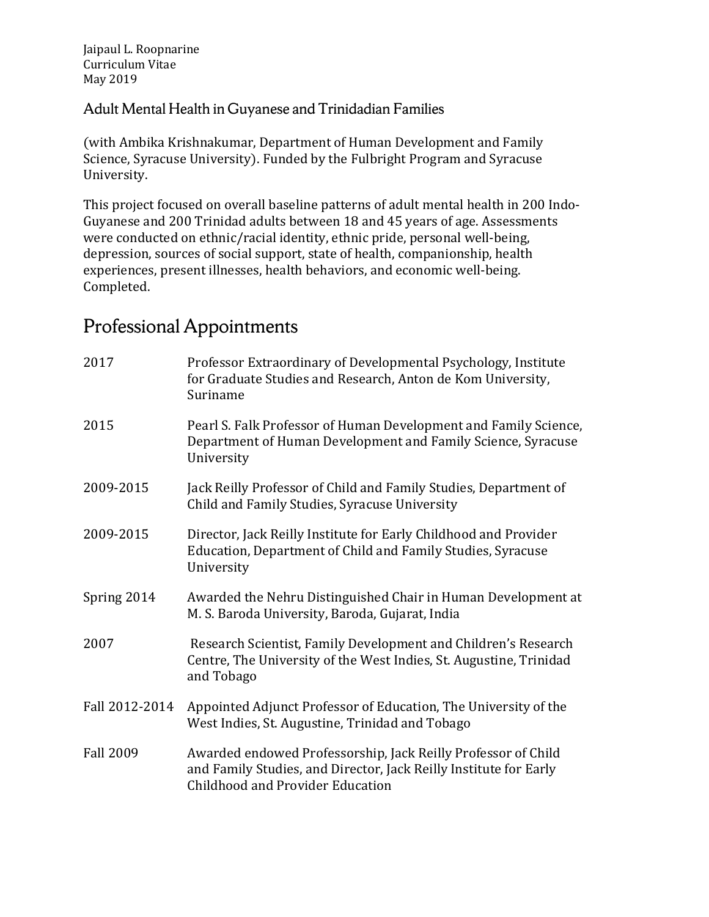### Adult Mental Health in Guyanese and Trinidadian Families

(with Ambika Krishnakumar, Department of Human Development and Family Science, Syracuse University). Funded by the Fulbright Program and Syracuse University.

This project focused on overall baseline patterns of adult mental health in 200 Indo-Guyanese and 200 Trinidad adults between 18 and 45 years of age. Assessments were conducted on ethnic/racial identity, ethnic pride, personal well-being, depression, sources of social support, state of health, companionship, health experiences, present illnesses, health behaviors, and economic well-being. Completed.

## Professional Appointments

| | |
|---|---|
| 2017 | Professor Extraordinary of Developmental Psychology, Institute for Graduate Studies and Research, Anton de Kom University, Suriname |
| 2015 | Pearl S. Falk Professor of Human Development and Family Science, Department of Human Development and Family Science, Syracuse University |
| 2009-2015 | Jack Reilly Professor of Child and Family Studies, Department of Child and Family Studies, Syracuse University |
| 2009-2015 | Director, Jack Reilly Institute for Early Childhood and Provider Education, Department of Child and Family Studies, Syracuse University |
| Spring 2014 | Awarded the Nehru Distinguished Chair in Human Development at M. S. Baroda University, Baroda, Gujarat, India |
| 2007 | Research Scientist, Family Development and Children's Research Centre, The University of the West Indies, St. Augustine, Trinidad and Tobago |
| Fall 2012-2014 | Appointed Adjunct Professor of Education, The University of the West Indies, St. Augustine, Trinidad and Tobago |
| Fall 2009 | Awarded endowed Professorship, Jack Reilly Professor of Child and Family Studies, and Director, Jack Reilly Institute for Early Childhood and Provider Education |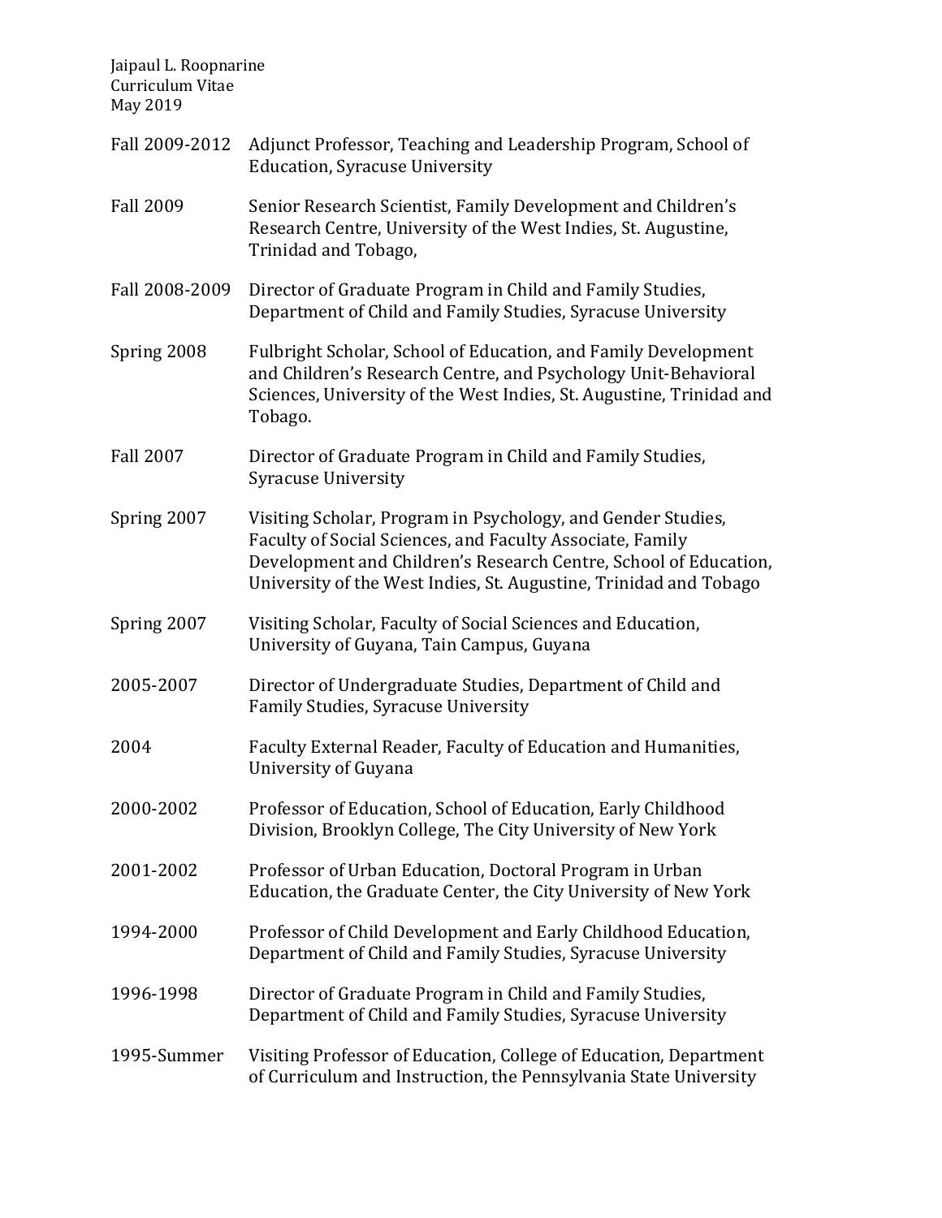| | |
|---|---|
| Fall 2009-2012 | Adjunct Professor, Teaching and Leadership Program, School of Education, Syracuse University |
| Fall 2009 | Senior Research Scientist, Family Development and Children's Research Centre, University of the West Indies, St. Augustine, Trinidad and Tobago, |
| Fall 2008-2009 | Director of Graduate Program in Child and Family Studies, Department of Child and Family Studies, Syracuse University |
| Spring 2008 | Fulbright Scholar, School of Education, and Family Development and Children's Research Centre, and Psychology Unit-Behavioral Sciences, University of the West Indies, St. Augustine, Trinidad and Tobago. |
| Fall 2007 | Director of Graduate Program in Child and Family Studies, Syracuse University |
| Spring 2007 | Visiting Scholar, Program in Psychology, and Gender Studies, Faculty of Social Sciences, and Faculty Associate, Family Development and Children's Research Centre, School of Education, University of the West Indies, St. Augustine, Trinidad and Tobago |
| Spring 2007 | Visiting Scholar, Faculty of Social Sciences and Education, University of Guyana, Tain Campus, Guyana |
| 2005-2007 | Director of Undergraduate Studies, Department of Child and Family Studies, Syracuse University |
| 2004 | Faculty External Reader, Faculty of Education and Humanities, University of Guyana |
| 2000-2002 | Professor of Education, School of Education, Early Childhood Division, Brooklyn College, The City University of New York |
| 2001-2002 | Professor of Urban Education, Doctoral Program in Urban Education, the Graduate Center, the City University of New York |
| 1994-2000 | Professor of Child Development and Early Childhood Education, Department of Child and Family Studies, Syracuse University |
| 1996-1998 | Director of Graduate Program in Child and Family Studies, Department of Child and Family Studies, Syracuse University |
| 1995-Summer | Visiting Professor of Education, College of Education, Department of Curriculum and Instruction, the Pennsylvania State University |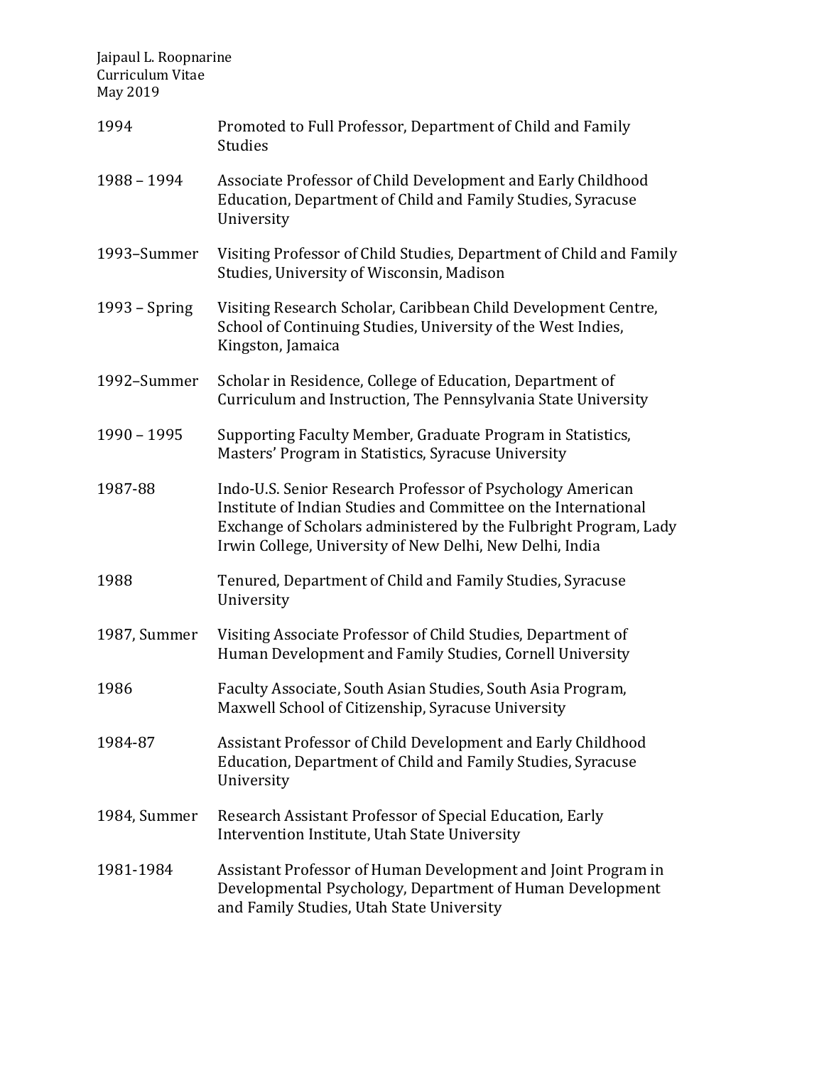| | |
|---|---|
| 1994 | Promoted to Full Professor, Department of Child and Family Studies |
| 1988 – 1994 | Associate Professor of Child Development and Early Childhood Education, Department of Child and Family Studies, Syracuse University |
| 1993–Summer | Visiting Professor of Child Studies, Department of Child and Family Studies, University of Wisconsin, Madison |
| 1993 – Spring | Visiting Research Scholar, Caribbean Child Development Centre, School of Continuing Studies, University of the West Indies, Kingston, Jamaica |
| 1992–Summer | Scholar in Residence, College of Education, Department of Curriculum and Instruction, The Pennsylvania State University |
| 1990 – 1995 | Supporting Faculty Member, Graduate Program in Statistics, Masters' Program in Statistics, Syracuse University |
| 1987-88 | Indo-U.S. Senior Research Professor of Psychology American Institute of Indian Studies and Committee on the International Exchange of Scholars administered by the Fulbright Program, Lady Irwin College, University of New Delhi, New Delhi, India |
| 1988 | Tenured, Department of Child and Family Studies, Syracuse University |
| 1987, Summer | Visiting Associate Professor of Child Studies, Department of Human Development and Family Studies, Cornell University |
| 1986 | Faculty Associate, South Asian Studies, South Asia Program, Maxwell School of Citizenship, Syracuse University |
| 1984-87 | Assistant Professor of Child Development and Early Childhood Education, Department of Child and Family Studies, Syracuse University |
| 1984, Summer | Research Assistant Professor of Special Education, Early Intervention Institute, Utah State University |
| 1981-1984 | Assistant Professor of Human Development and Joint Program in Developmental Psychology, Department of Human Development and Family Studies, Utah State University |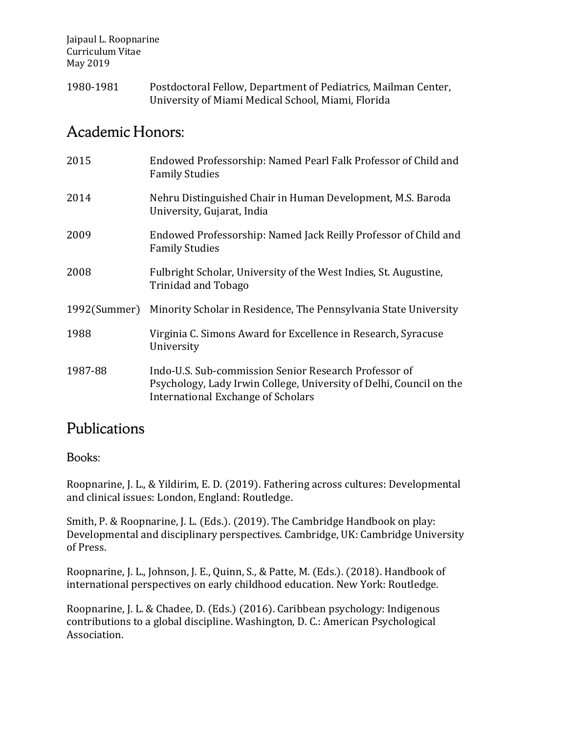1980-1981 Postdoctoral Fellow, Department of Pediatrics, Mailman Center, University of Miami Medical School, Miami, Florida

## Academic Honors:

| | |
|---|---|
| 2015 | Endowed Professorship: Named Pearl Falk Professor of Child and Family Studies |
| 2014 | Nehru Distinguished Chair in Human Development, M.S. Baroda University, Gujarat, India |
| 2009 | Endowed Professorship: Named Jack Reilly Professor of Child and Family Studies |
| 2008 | Fulbright Scholar, University of the West Indies, St. Augustine, Trinidad and Tobago |
| 1992(Summer) | Minority Scholar in Residence, The Pennsylvania State University |
| 1988 | Virginia C. Simons Award for Excellence in Research, Syracuse University |
| 1987-88 | Indo-U.S. Sub-commission Senior Research Professor of Psychology, Lady Irwin College, University of Delhi, Council on the International Exchange of Scholars |

## Publications

### Books:

Roopnarine, J. L., & Yildirim, E. D. (2019). Fathering across cultures: Developmental and clinical issues: London, England: Routledge.

Smith, P. & Roopnarine, J. L. (Eds.). (2019). The Cambridge Handbook on play: Developmental and disciplinary perspectives. Cambridge, UK: Cambridge University of Press.

Roopnarine, J. L., Johnson, J. E., Quinn, S., & Patte, M. (Eds.). (2018). Handbook of international perspectives on early childhood education. New York: Routledge.

Roopnarine, J. L. & Chadee, D. (Eds.) (2016). Caribbean psychology: Indigenous contributions to a global discipline. Washington, D. C.: American Psychological Association.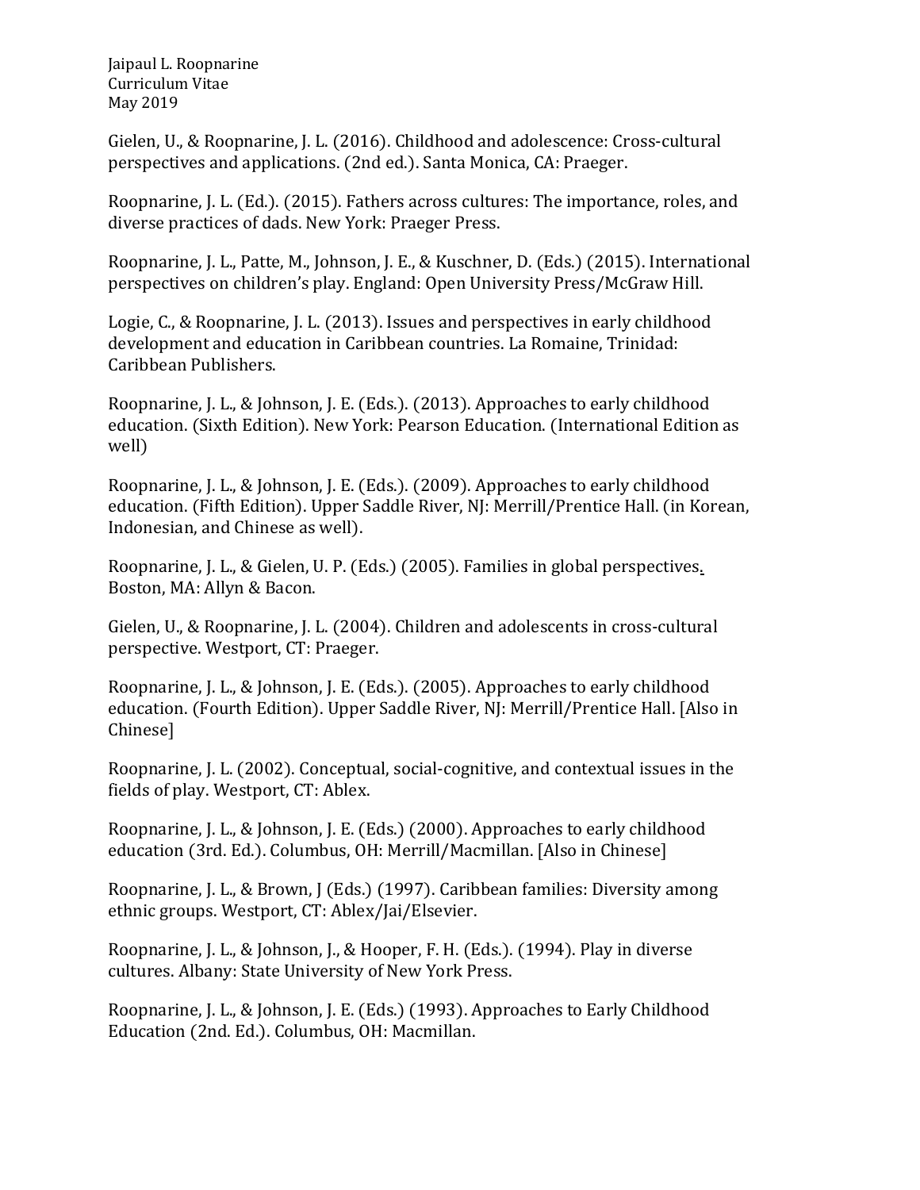Gielen, U., & Roopnarine, J. L. (2016). Childhood and adolescence: Cross-cultural perspectives and applications. (2nd ed.). Santa Monica, CA: Praeger.

Roopnarine, J. L. (Ed.). (2015). Fathers across cultures: The importance, roles, and diverse practices of dads. New York: Praeger Press.

Roopnarine, J. L., Patte, M., Johnson, J. E., & Kuschner, D. (Eds.) (2015). International perspectives on children's play. England: Open University Press/McGraw Hill.

Logie, C., & Roopnarine, J. L. (2013). Issues and perspectives in early childhood development and education in Caribbean countries. La Romaine, Trinidad: Caribbean Publishers.

Roopnarine, J. L., & Johnson, J. E. (Eds.). (2013). Approaches to early childhood education. (Sixth Edition). New York: Pearson Education. (International Edition as well)

Roopnarine, J. L., & Johnson, J. E. (Eds.). (2009). Approaches to early childhood education. (Fifth Edition). Upper Saddle River, NJ: Merrill/Prentice Hall. (in Korean, Indonesian, and Chinese as well).

Roopnarine, J. L., & Gielen, U. P. (Eds.) (2005). Families in global perspectives. Boston, MA: Allyn & Bacon.

Gielen, U., & Roopnarine, J. L. (2004). Children and adolescents in cross-cultural perspective. Westport, CT: Praeger.

Roopnarine, J. L., & Johnson, J. E. (Eds.). (2005). Approaches to early childhood education. (Fourth Edition). Upper Saddle River, NJ: Merrill/Prentice Hall. [Also in Chinese]

Roopnarine, J. L. (2002). Conceptual, social-cognitive, and contextual issues in the fields of play. Westport, CT: Ablex.

Roopnarine, J. L., & Johnson, J. E. (Eds.) (2000). Approaches to early childhood education (3rd. Ed.). Columbus, OH: Merrill/Macmillan. [Also in Chinese]

Roopnarine, J. L., & Brown, J (Eds.) (1997). Caribbean families: Diversity among ethnic groups. Westport, CT: Ablex/Jai/Elsevier.

Roopnarine, J. L., & Johnson, J., & Hooper, F. H. (Eds.). (1994). Play in diverse cultures. Albany: State University of New York Press.

Roopnarine, J. L., & Johnson, J. E. (Eds.) (1993). Approaches to Early Childhood Education (2nd. Ed.). Columbus, OH: Macmillan.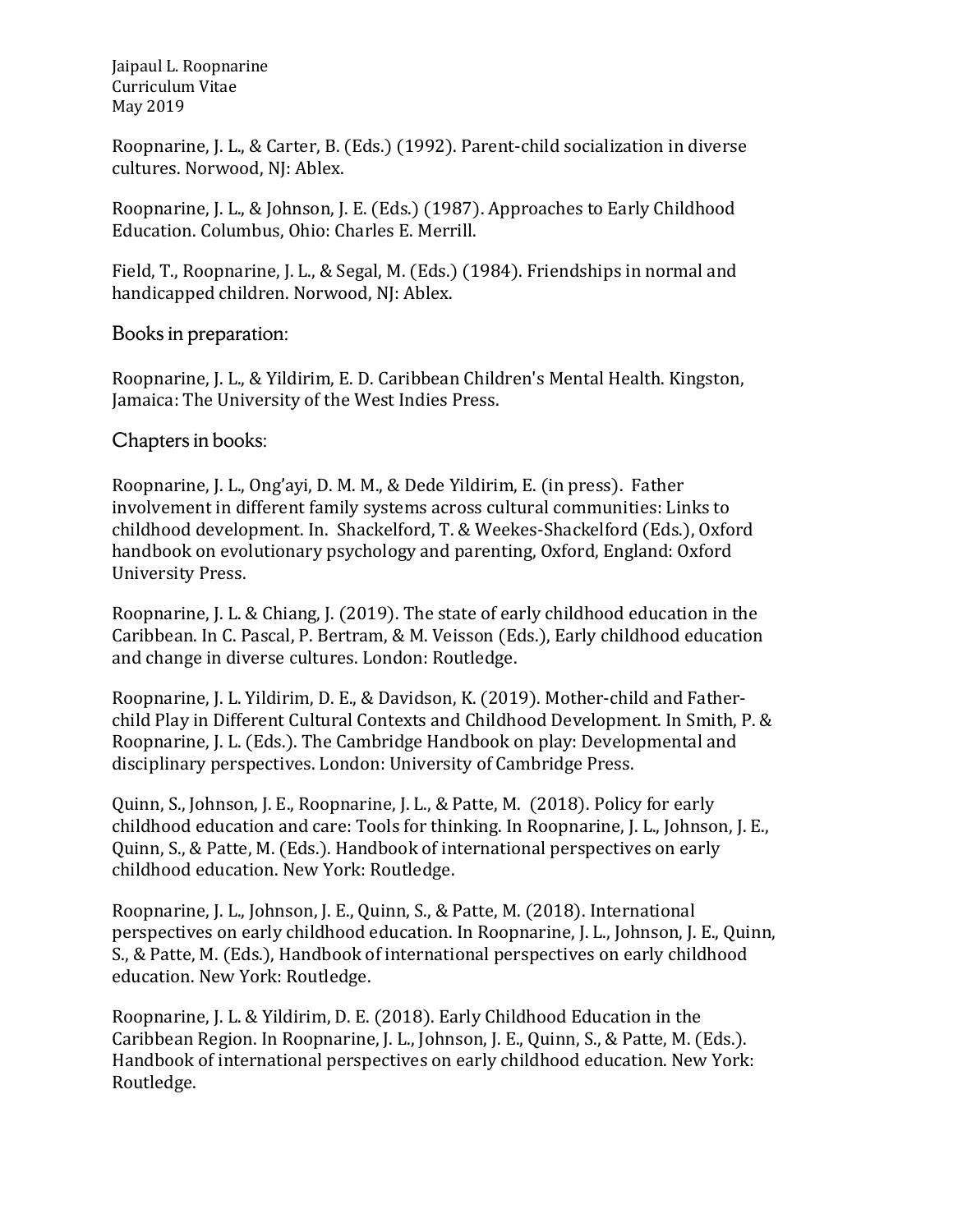Roopnarine, J. L., & Carter, B. (Eds.) (1992). Parent-child socialization in diverse cultures. Norwood, NJ: Ablex.

Roopnarine, J. L., & Johnson, J. E. (Eds.) (1987). Approaches to Early Childhood Education. Columbus, Ohio: Charles E. Merrill.

Field, T., Roopnarine, J. L., & Segal, M. (Eds.) (1984). Friendships in normal and handicapped children. Norwood, NJ: Ablex.

## Books in preparation:

Roopnarine, J. L., & Yildirim, E. D. Caribbean Children's Mental Health. Kingston, Jamaica: The University of the West Indies Press.

## Chapters in books:

Roopnarine, J. L., Ong'ayi, D. M. M., & Dede Yildirim, E. (in press). Father involvement in different family systems across cultural communities: Links to childhood development. In Shackelford, T. & Weekes-Shackelford (Eds.), Oxford handbook on evolutionary psychology and parenting, Oxford, England: Oxford University Press.

Roopnarine, J. L. & Chiang, J. (2019). The state of early childhood education in the Caribbean. In C. Pascal, P. Bertram, & M. Veisson (Eds.), Early childhood education and change in diverse cultures. London: Routledge.

Roopnarine, J. L. Yildirim, D. E., & Davidson, K. (2019). Mother-child and Father-child Play in Different Cultural Contexts and Childhood Development. In Smith, P. & Roopnarine, J. L. (Eds.). The Cambridge Handbook on play: Developmental and disciplinary perspectives. London: University of Cambridge Press.

Quinn, S., Johnson, J. E., Roopnarine, J. L., & Patte, M. (2018). Policy for early childhood education and care: Tools for thinking. In Roopnarine, J. L., Johnson, J. E., Quinn, S., & Patte, M. (Eds.). Handbook of international perspectives on early childhood education. New York: Routledge.

Roopnarine, J. L., Johnson, J. E., Quinn, S., & Patte, M. (2018). International perspectives on early childhood education. In Roopnarine, J. L., Johnson, J. E., Quinn, S., & Patte, M. (Eds.), Handbook of international perspectives on early childhood education. New York: Routledge.

Roopnarine, J. L. & Yildirim, D. E. (2018). Early Childhood Education in the Caribbean Region. In Roopnarine, J. L., Johnson, J. E., Quinn, S., & Patte, M. (Eds.). Handbook of international perspectives on early childhood education. New York: Routledge.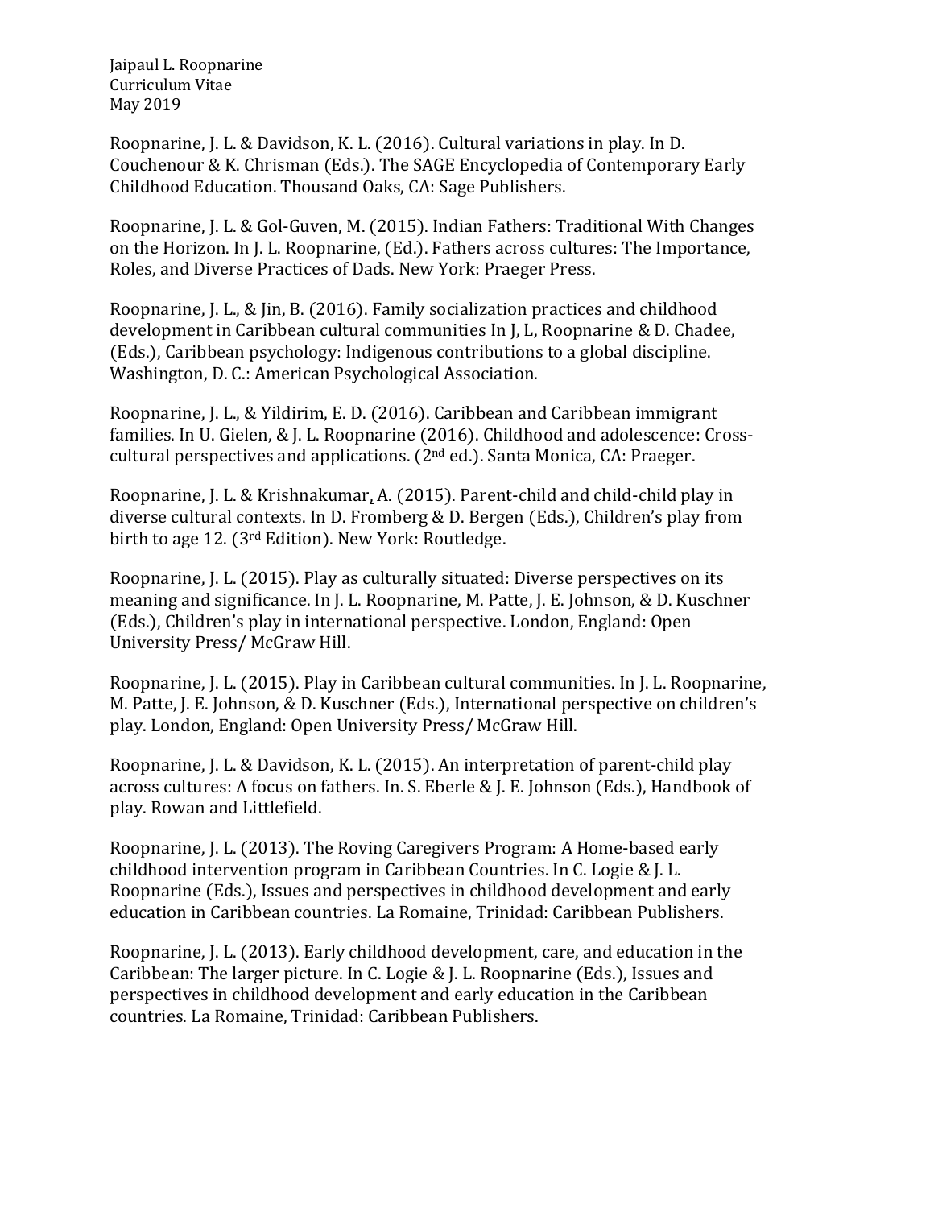Roopnarine, J. L. & Davidson, K. L. (2016). Cultural variations in play. In D. Couchenour & K. Chrisman (Eds.). The SAGE Encyclopedia of Contemporary Early Childhood Education. Thousand Oaks, CA: Sage Publishers.

Roopnarine, J. L. & Gol-Guven, M. (2015). Indian Fathers: Traditional With Changes on the Horizon. In J. L. Roopnarine, (Ed.). Fathers across cultures: The Importance, Roles, and Diverse Practices of Dads. New York: Praeger Press.

Roopnarine, J. L., & Jin, B. (2016). Family socialization practices and childhood development in Caribbean cultural communities In J, L, Roopnarine & D. Chadee, (Eds.), Caribbean psychology: Indigenous contributions to a global discipline. Washington, D. C.: American Psychological Association.

Roopnarine, J. L., & Yildirim, E. D. (2016). Caribbean and Caribbean immigrant families. In U. Gielen, & J. L. Roopnarine (2016). Childhood and adolescence: Cross-cultural perspectives and applications. (2nd ed.). Santa Monica, CA: Praeger.

Roopnarine, J. L. & Krishnakumar, A. (2015). Parent-child and child-child play in diverse cultural contexts. In D. Fromberg & D. Bergen (Eds.), Children's play from birth to age 12. (3rd Edition). New York: Routledge.

Roopnarine, J. L. (2015). Play as culturally situated: Diverse perspectives on its meaning and significance. In J. L. Roopnarine, M. Patte, J. E. Johnson, & D. Kuschner (Eds.), Children's play in international perspective. London, England: Open University Press/ McGraw Hill.

Roopnarine, J. L. (2015). Play in Caribbean cultural communities. In J. L. Roopnarine, M. Patte, J. E. Johnson, & D. Kuschner (Eds.), International perspective on children's play. London, England: Open University Press/ McGraw Hill.

Roopnarine, J. L. & Davidson, K. L. (2015). An interpretation of parent-child play across cultures: A focus on fathers. In. S. Eberle & J. E. Johnson (Eds.), Handbook of play. Rowan and Littlefield.

Roopnarine, J. L. (2013). The Roving Caregivers Program: A Home-based early childhood intervention program in Caribbean Countries. In C. Logie & J. L. Roopnarine (Eds.), Issues and perspectives in childhood development and early education in Caribbean countries. La Romaine, Trinidad: Caribbean Publishers.

Roopnarine, J. L. (2013). Early childhood development, care, and education in the Caribbean: The larger picture. In C. Logie & J. L. Roopnarine (Eds.), Issues and perspectives in childhood development and early education in the Caribbean countries. La Romaine, Trinidad: Caribbean Publishers.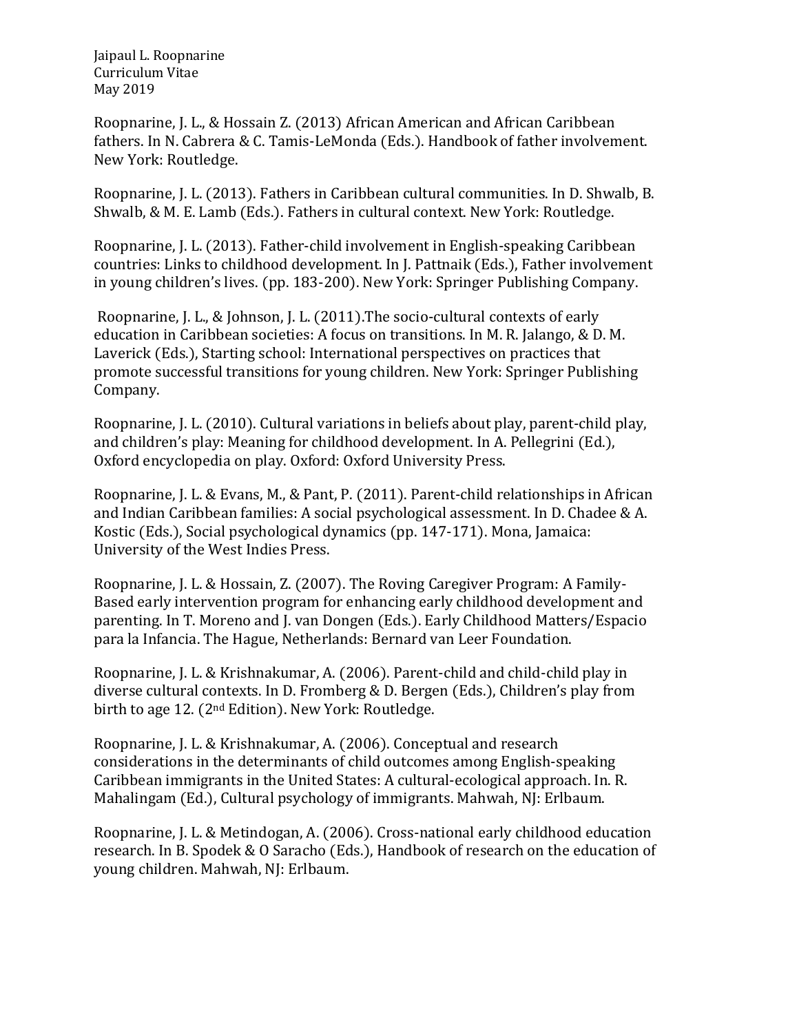Roopnarine, J. L., & Hossain Z. (2013) African American and African Caribbean fathers. In N. Cabrera & C. Tamis-LeMonda (Eds.). Handbook of father involvement. New York: Routledge.

Roopnarine, J. L. (2013). Fathers in Caribbean cultural communities. In D. Shwalb, B. Shwalb, & M. E. Lamb (Eds.). Fathers in cultural context. New York: Routledge.

Roopnarine, J. L. (2013). Father-child involvement in English-speaking Caribbean countries: Links to childhood development. In J. Pattnaik (Eds.), Father involvement in young children's lives. (pp. 183-200). New York: Springer Publishing Company.

Roopnarine, J. L., & Johnson, J. L. (2011).The socio-cultural contexts of early education in Caribbean societies: A focus on transitions. In M. R. Jalango, & D. M. Laverick (Eds.), Starting school: International perspectives on practices that promote successful transitions for young children. New York: Springer Publishing Company.

Roopnarine, J. L. (2010). Cultural variations in beliefs about play, parent-child play, and children's play: Meaning for childhood development. In A. Pellegrini (Ed.), Oxford encyclopedia on play. Oxford: Oxford University Press.

Roopnarine, J. L. & Evans, M., & Pant, P. (2011). Parent-child relationships in African and Indian Caribbean families: A social psychological assessment. In D. Chadee & A. Kostic (Eds.), Social psychological dynamics (pp. 147-171). Mona, Jamaica: University of the West Indies Press.

Roopnarine, J. L. & Hossain, Z. (2007). The Roving Caregiver Program: A Family-Based early intervention program for enhancing early childhood development and parenting. In T. Moreno and J. van Dongen (Eds.). Early Childhood Matters/Espacio para la Infancia. The Hague, Netherlands: Bernard van Leer Foundation.

Roopnarine, J. L. & Krishnakumar, A. (2006). Parent-child and child-child play in diverse cultural contexts. In D. Fromberg & D. Bergen (Eds.), Children's play from birth to age 12. (2nd Edition). New York: Routledge.

Roopnarine, J. L. & Krishnakumar, A. (2006). Conceptual and research considerations in the determinants of child outcomes among English-speaking Caribbean immigrants in the United States: A cultural-ecological approach. In. R. Mahalingam (Ed.), Cultural psychology of immigrants. Mahwah, NJ: Erlbaum.

Roopnarine, J. L. & Metindogan, A. (2006). Cross-national early childhood education research. In B. Spodek & O Saracho (Eds.), Handbook of research on the education of young children. Mahwah, NJ: Erlbaum.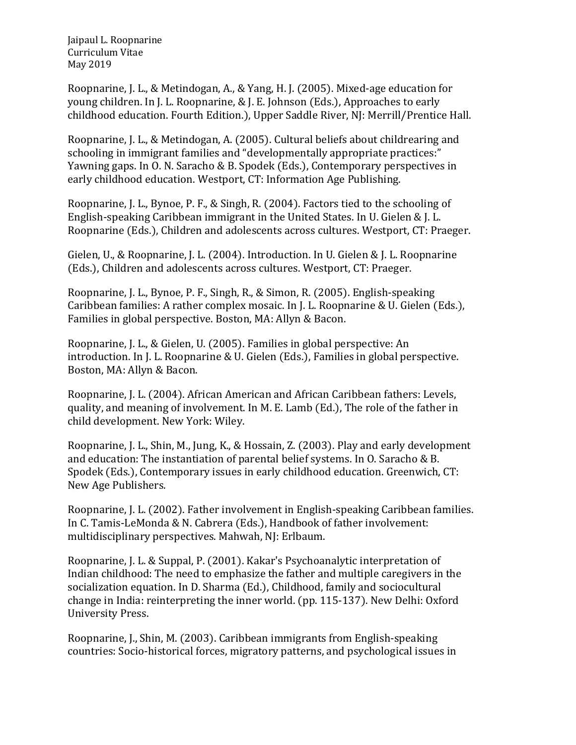Roopnarine, J. L., & Metindogan, A., & Yang, H. J. (2005). Mixed-age education for young children. In J. L. Roopnarine, & J. E. Johnson (Eds.), Approaches to early childhood education. Fourth Edition.), Upper Saddle River, NJ: Merrill/Prentice Hall.

Roopnarine, J. L., & Metindogan, A. (2005). Cultural beliefs about childrearing and schooling in immigrant families and "developmentally appropriate practices:" Yawning gaps. In O. N. Saracho & B. Spodek (Eds.), Contemporary perspectives in early childhood education. Westport, CT: Information Age Publishing.

Roopnarine, J. L., Bynoe, P. F., & Singh, R. (2004). Factors tied to the schooling of English-speaking Caribbean immigrant in the United States. In U. Gielen & J. L. Roopnarine (Eds.), Children and adolescents across cultures. Westport, CT: Praeger.

Gielen, U., & Roopnarine, J. L. (2004). Introduction. In U. Gielen & J. L. Roopnarine (Eds.), Children and adolescents across cultures. Westport, CT: Praeger.

Roopnarine, J. L., Bynoe, P. F., Singh, R., & Simon, R. (2005). English-speaking Caribbean families: A rather complex mosaic. In J. L. Roopnarine & U. Gielen (Eds.), Families in global perspective. Boston, MA: Allyn & Bacon.

Roopnarine, J. L., & Gielen, U. (2005). Families in global perspective: An introduction. In J. L. Roopnarine & U. Gielen (Eds.), Families in global perspective. Boston, MA: Allyn & Bacon.

Roopnarine, J. L. (2004). African American and African Caribbean fathers: Levels, quality, and meaning of involvement. In M. E. Lamb (Ed.), The role of the father in child development. New York: Wiley.

Roopnarine, J. L., Shin, M., Jung, K., & Hossain, Z. (2003). Play and early development and education: The instantiation of parental belief systems. In O. Saracho & B. Spodek (Eds.), Contemporary issues in early childhood education. Greenwich, CT: New Age Publishers.

Roopnarine, J. L. (2002). Father involvement in English-speaking Caribbean families. In C. Tamis-LeMonda & N. Cabrera (Eds.), Handbook of father involvement: multidisciplinary perspectives. Mahwah, NJ: Erlbaum.

Roopnarine, J. L. & Suppal, P. (2001). Kakar's Psychoanalytic interpretation of Indian childhood: The need to emphasize the father and multiple caregivers in the socialization equation. In D. Sharma (Ed.), Childhood, family and sociocultural change in India: reinterpreting the inner world. (pp. 115-137). New Delhi: Oxford University Press.

Roopnarine, J., Shin, M. (2003). Caribbean immigrants from English-speaking countries: Socio-historical forces, migratory patterns, and psychological issues in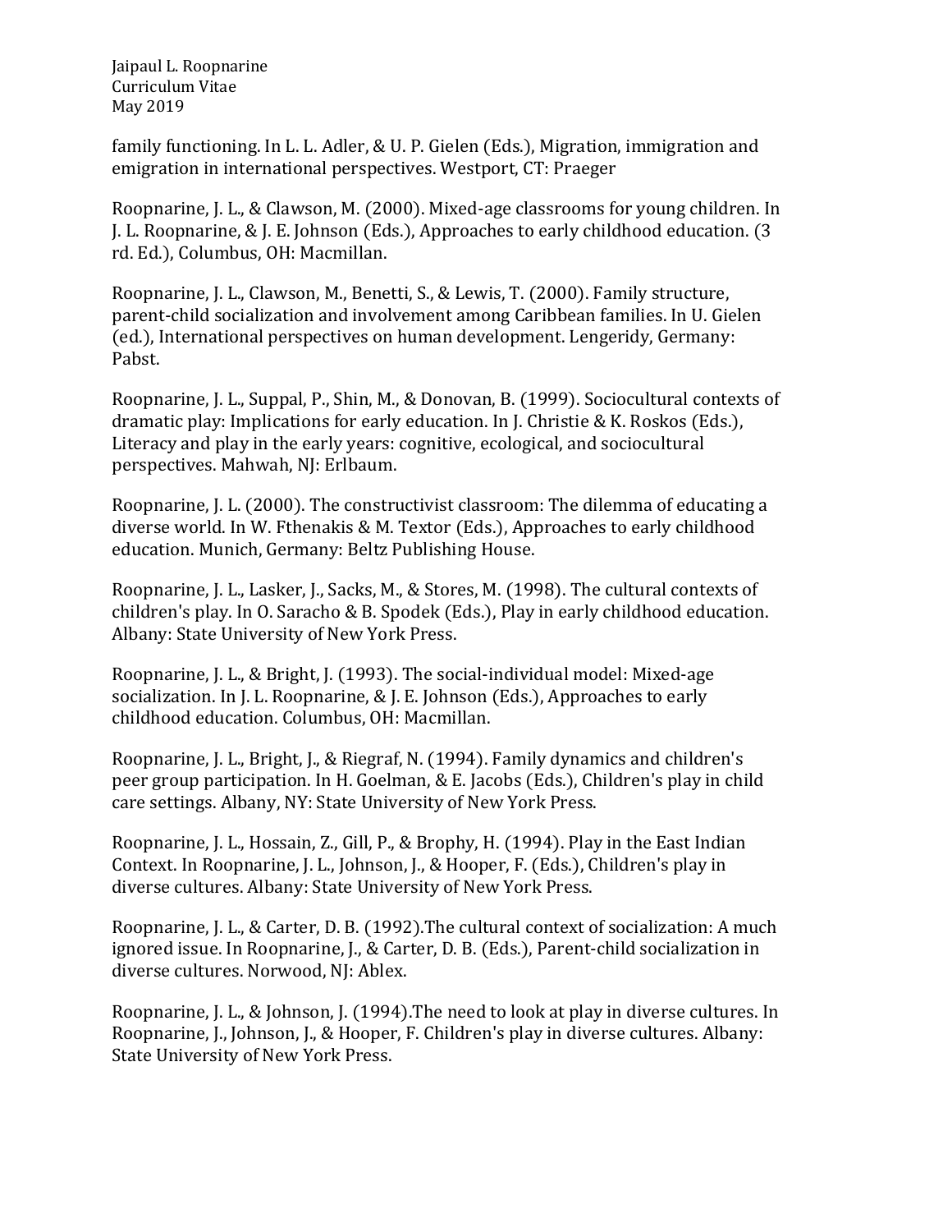family functioning. In L. L. Adler, & U. P. Gielen (Eds.), Migration, immigration and emigration in international perspectives. Westport, CT: Praeger

Roopnarine, J. L., & Clawson, M. (2000). Mixed-age classrooms for young children. In J. L. Roopnarine, & J. E. Johnson (Eds.), Approaches to early childhood education. (3 rd. Ed.), Columbus, OH: Macmillan.

Roopnarine, J. L., Clawson, M., Benetti, S., & Lewis, T. (2000). Family structure, parent-child socialization and involvement among Caribbean families. In U. Gielen (ed.), International perspectives on human development. Lengeridy, Germany: Pabst.

Roopnarine, J. L., Suppal, P., Shin, M., & Donovan, B. (1999). Sociocultural contexts of dramatic play: Implications for early education. In J. Christie & K. Roskos (Eds.), Literacy and play in the early years: cognitive, ecological, and sociocultural perspectives. Mahwah, NJ: Erlbaum.

Roopnarine, J. L. (2000). The constructivist classroom: The dilemma of educating a diverse world. In W. Fthenakis & M. Textor (Eds.), Approaches to early childhood education. Munich, Germany: Beltz Publishing House.

Roopnarine, J. L., Lasker, J., Sacks, M., & Stores, M. (1998). The cultural contexts of children's play. In O. Saracho & B. Spodek (Eds.), Play in early childhood education. Albany: State University of New York Press.

Roopnarine, J. L., & Bright, J. (1993). The social-individual model: Mixed-age socialization. In J. L. Roopnarine, & J. E. Johnson (Eds.), Approaches to early childhood education. Columbus, OH: Macmillan.

Roopnarine, J. L., Bright, J., & Riegraf, N. (1994). Family dynamics and children's peer group participation. In H. Goelman, & E. Jacobs (Eds.), Children's play in child care settings. Albany, NY: State University of New York Press.

Roopnarine, J. L., Hossain, Z., Gill, P., & Brophy, H. (1994). Play in the East Indian Context. In Roopnarine, J. L., Johnson, J., & Hooper, F. (Eds.), Children's play in diverse cultures. Albany: State University of New York Press.

Roopnarine, J. L., & Carter, D. B. (1992).The cultural context of socialization: A much ignored issue. In Roopnarine, J., & Carter, D. B. (Eds.), Parent-child socialization in diverse cultures. Norwood, NJ: Ablex.

Roopnarine, J. L., & Johnson, J. (1994).The need to look at play in diverse cultures. In Roopnarine, J., Johnson, J., & Hooper, F. Children's play in diverse cultures. Albany: State University of New York Press.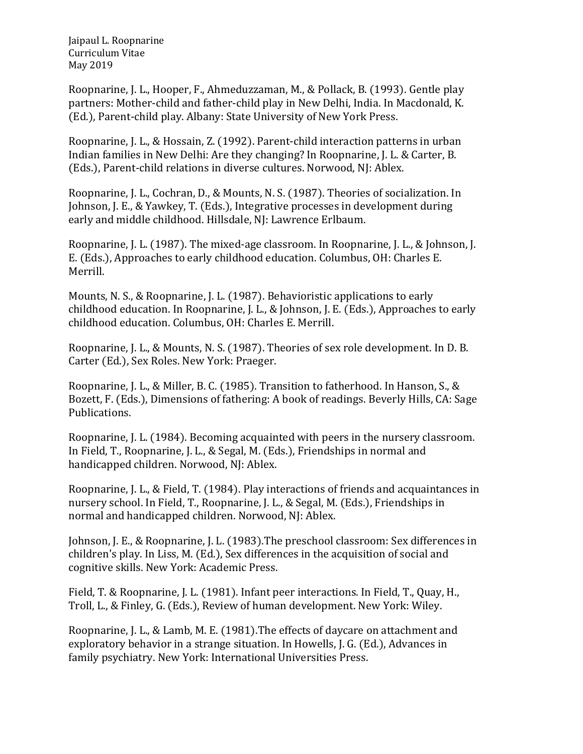Roopnarine, J. L., Hooper, F., Ahmeduzzaman, M., & Pollack, B. (1993). Gentle play partners: Mother-child and father-child play in New Delhi, India. In Macdonald, K. (Ed.), Parent-child play. Albany: State University of New York Press.

Roopnarine, J. L., & Hossain, Z. (1992). Parent-child interaction patterns in urban Indian families in New Delhi: Are they changing? In Roopnarine, J. L. & Carter, B. (Eds.), Parent-child relations in diverse cultures. Norwood, NJ: Ablex.

Roopnarine, J. L., Cochran, D., & Mounts, N. S. (1987). Theories of socialization. In Johnson, J. E., & Yawkey, T. (Eds.), Integrative processes in development during early and middle childhood. Hillsdale, NJ: Lawrence Erlbaum.

Roopnarine, J. L. (1987). The mixed-age classroom. In Roopnarine, J. L., & Johnson, J. E. (Eds.), Approaches to early childhood education. Columbus, OH: Charles E. Merrill.

Mounts, N. S., & Roopnarine, J. L. (1987). Behavioristic applications to early childhood education. In Roopnarine, J. L., & Johnson, J. E. (Eds.), Approaches to early childhood education. Columbus, OH: Charles E. Merrill.

Roopnarine, J. L., & Mounts, N. S. (1987). Theories of sex role development. In D. B. Carter (Ed.), Sex Roles. New York: Praeger.

Roopnarine, J. L., & Miller, B. C. (1985). Transition to fatherhood. In Hanson, S., & Bozett, F. (Eds.), Dimensions of fathering: A book of readings. Beverly Hills, CA: Sage Publications.

Roopnarine, J. L. (1984). Becoming acquainted with peers in the nursery classroom. In Field, T., Roopnarine, J. L., & Segal, M. (Eds.), Friendships in normal and handicapped children. Norwood, NJ: Ablex.

Roopnarine, J. L., & Field, T. (1984). Play interactions of friends and acquaintances in nursery school. In Field, T., Roopnarine, J. L., & Segal, M. (Eds.), Friendships in normal and handicapped children. Norwood, NJ: Ablex.

Johnson, J. E., & Roopnarine, J. L. (1983).The preschool classroom: Sex differences in children's play. In Liss, M. (Ed.), Sex differences in the acquisition of social and cognitive skills. New York: Academic Press.

Field, T. & Roopnarine, J. L. (1981). Infant peer interactions. In Field, T., Quay, H., Troll, L., & Finley, G. (Eds.), Review of human development. New York: Wiley.

Roopnarine, J. L., & Lamb, M. E. (1981).The effects of daycare on attachment and exploratory behavior in a strange situation. In Howells, J. G. (Ed.), Advances in family psychiatry. New York: International Universities Press.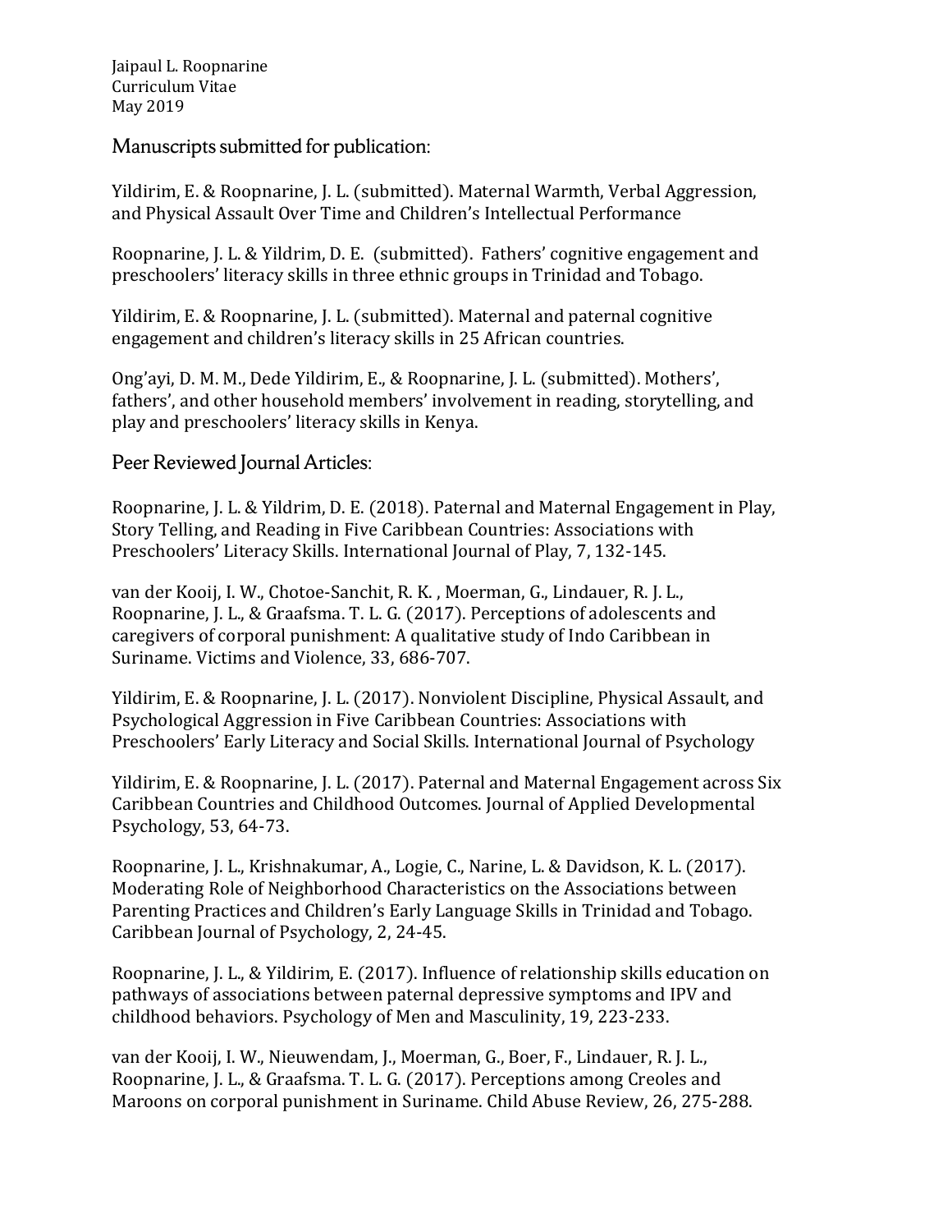## Manuscripts submitted for publication:

Yildirim, E. & Roopnarine, J. L. (submitted). Maternal Warmth, Verbal Aggression, and Physical Assault Over Time and Children's Intellectual Performance

Roopnarine, J. L. & Yildrim, D. E. (submitted). Fathers' cognitive engagement and preschoolers' literacy skills in three ethnic groups in Trinidad and Tobago.

Yildirim, E. & Roopnarine, J. L. (submitted). Maternal and paternal cognitive engagement and children's literacy skills in 25 African countries.

Ong'ayi, D. M. M., Dede Yildirim, E., & Roopnarine, J. L. (submitted). Mothers', fathers', and other household members' involvement in reading, storytelling, and play and preschoolers' literacy skills in Kenya.

## Peer Reviewed Journal Articles:

Roopnarine, J. L. & Yildrim, D. E. (2018). Paternal and Maternal Engagement in Play, Story Telling, and Reading in Five Caribbean Countries: Associations with Preschoolers' Literacy Skills. International Journal of Play, 7, 132-145.

van der Kooij, I. W., Chotoe-Sanchit, R. K. , Moerman, G., Lindauer, R. J. L., Roopnarine, J. L., & Graafsma. T. L. G. (2017). Perceptions of adolescents and caregivers of corporal punishment: A qualitative study of Indo Caribbean in Suriname. Victims and Violence, 33, 686-707.

Yildirim, E. & Roopnarine, J. L. (2017). Nonviolent Discipline, Physical Assault, and Psychological Aggression in Five Caribbean Countries: Associations with Preschoolers' Early Literacy and Social Skills. International Journal of Psychology

Yildirim, E. & Roopnarine, J. L. (2017). Paternal and Maternal Engagement across Six Caribbean Countries and Childhood Outcomes. Journal of Applied Developmental Psychology, 53, 64-73.

Roopnarine, J. L., Krishnakumar, A., Logie, C., Narine, L. & Davidson, K. L. (2017). Moderating Role of Neighborhood Characteristics on the Associations between Parenting Practices and Children's Early Language Skills in Trinidad and Tobago. Caribbean Journal of Psychology, 2, 24-45.

Roopnarine, J. L., & Yildirim, E. (2017). Influence of relationship skills education on pathways of associations between paternal depressive symptoms and IPV and childhood behaviors. Psychology of Men and Masculinity, 19, 223-233.

van der Kooij, I. W., Nieuwendam, J., Moerman, G., Boer, F., Lindauer, R. J. L., Roopnarine, J. L., & Graafsma. T. L. G. (2017). Perceptions among Creoles and Maroons on corporal punishment in Suriname. Child Abuse Review, 26, 275-288.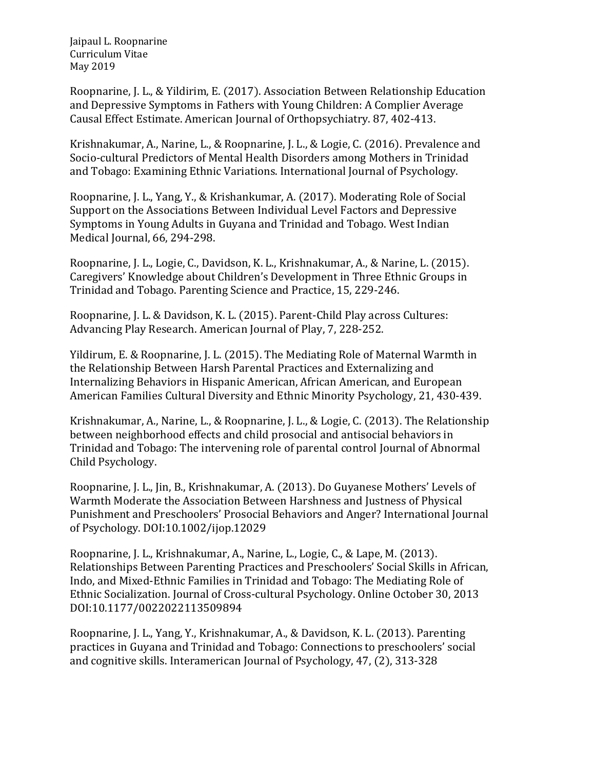Roopnarine, J. L., & Yildirim, E. (2017). Association Between Relationship Education and Depressive Symptoms in Fathers with Young Children: A Complier Average Causal Effect Estimate. American Journal of Orthopsychiatry. 87, 402-413.

Krishnakumar, A., Narine, L., & Roopnarine, J. L., & Logie, C. (2016). Prevalence and Socio-cultural Predictors of Mental Health Disorders among Mothers in Trinidad and Tobago: Examining Ethnic Variations. International Journal of Psychology.

Roopnarine, J. L., Yang, Y., & Krishankumar, A. (2017). Moderating Role of Social Support on the Associations Between Individual Level Factors and Depressive Symptoms in Young Adults in Guyana and Trinidad and Tobago. West Indian Medical Journal, 66, 294-298.

Roopnarine, J. L., Logie, C., Davidson, K. L., Krishnakumar, A., & Narine, L. (2015). Caregivers' Knowledge about Children's Development in Three Ethnic Groups in Trinidad and Tobago. Parenting Science and Practice, 15, 229-246.

Roopnarine, J. L. & Davidson, K. L. (2015). Parent-Child Play across Cultures: Advancing Play Research. American Journal of Play, 7, 228-252.

Yildirum, E. & Roopnarine, J. L. (2015). The Mediating Role of Maternal Warmth in the Relationship Between Harsh Parental Practices and Externalizing and Internalizing Behaviors in Hispanic American, African American, and European American Families Cultural Diversity and Ethnic Minority Psychology, 21, 430-439.

Krishnakumar, A., Narine, L., & Roopnarine, J. L., & Logie, C. (2013). The Relationship between neighborhood effects and child prosocial and antisocial behaviors in Trinidad and Tobago: The intervening role of parental control Journal of Abnormal Child Psychology.

Roopnarine, J. L., Jin, B., Krishnakumar, A. (2013). Do Guyanese Mothers' Levels of Warmth Moderate the Association Between Harshness and Justness of Physical Punishment and Preschoolers' Prosocial Behaviors and Anger? International Journal of Psychology. DOI:10.1002/ijop.12029

Roopnarine, J. L., Krishnakumar, A., Narine, L., Logie, C., & Lape, M. (2013). Relationships Between Parenting Practices and Preschoolers' Social Skills in African, Indo, and Mixed-Ethnic Families in Trinidad and Tobago: The Mediating Role of Ethnic Socialization. Journal of Cross-cultural Psychology. Online October 30, 2013 DOI:10.1177/0022022113509894

Roopnarine, J. L., Yang, Y., Krishnakumar, A., & Davidson, K. L. (2013). Parenting practices in Guyana and Trinidad and Tobago: Connections to preschoolers' social and cognitive skills. Interamerican Journal of Psychology, 47, (2), 313-328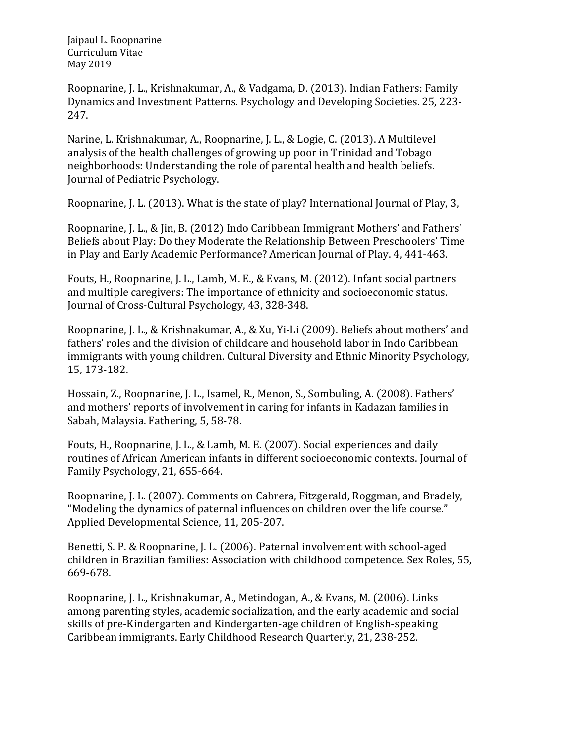Roopnarine, J. L., Krishnakumar, A., & Vadgama, D. (2013). Indian Fathers: Family Dynamics and Investment Patterns. Psychology and Developing Societies. 25, 223-247.

Narine, L. Krishnakumar, A., Roopnarine, J. L., & Logie, C. (2013). A Multilevel analysis of the health challenges of growing up poor in Trinidad and Tobago neighborhoods: Understanding the role of parental health and health beliefs. Journal of Pediatric Psychology.

Roopnarine, J. L. (2013). What is the state of play? International Journal of Play, 3,

Roopnarine, J. L., & Jin, B. (2012) Indo Caribbean Immigrant Mothers' and Fathers' Beliefs about Play: Do they Moderate the Relationship Between Preschoolers' Time in Play and Early Academic Performance? American Journal of Play. 4, 441-463.

Fouts, H., Roopnarine, J. L., Lamb, M. E., & Evans, M. (2012). Infant social partners and multiple caregivers: The importance of ethnicity and socioeconomic status. Journal of Cross-Cultural Psychology, 43, 328-348.

Roopnarine, J. L., & Krishnakumar, A., & Xu, Yi-Li (2009). Beliefs about mothers' and fathers' roles and the division of childcare and household labor in Indo Caribbean immigrants with young children. Cultural Diversity and Ethnic Minority Psychology, 15, 173-182.

Hossain, Z., Roopnarine, J. L., Isamel, R., Menon, S., Sombuling, A. (2008). Fathers' and mothers' reports of involvement in caring for infants in Kadazan families in Sabah, Malaysia. Fathering, 5, 58-78.

Fouts, H., Roopnarine, J. L., & Lamb, M. E. (2007). Social experiences and daily routines of African American infants in different socioeconomic contexts. Journal of Family Psychology, 21, 655-664.

Roopnarine, J. L. (2007). Comments on Cabrera, Fitzgerald, Roggman, and Bradely, "Modeling the dynamics of paternal influences on children over the life course." Applied Developmental Science, 11, 205-207.

Benetti, S. P. & Roopnarine, J. L. (2006). Paternal involvement with school-aged children in Brazilian families: Association with childhood competence. Sex Roles, 55, 669-678.

Roopnarine, J. L., Krishnakumar, A., Metindogan, A., & Evans, M. (2006). Links among parenting styles, academic socialization, and the early academic and social skills of pre-Kindergarten and Kindergarten-age children of English-speaking Caribbean immigrants. Early Childhood Research Quarterly, 21, 238-252.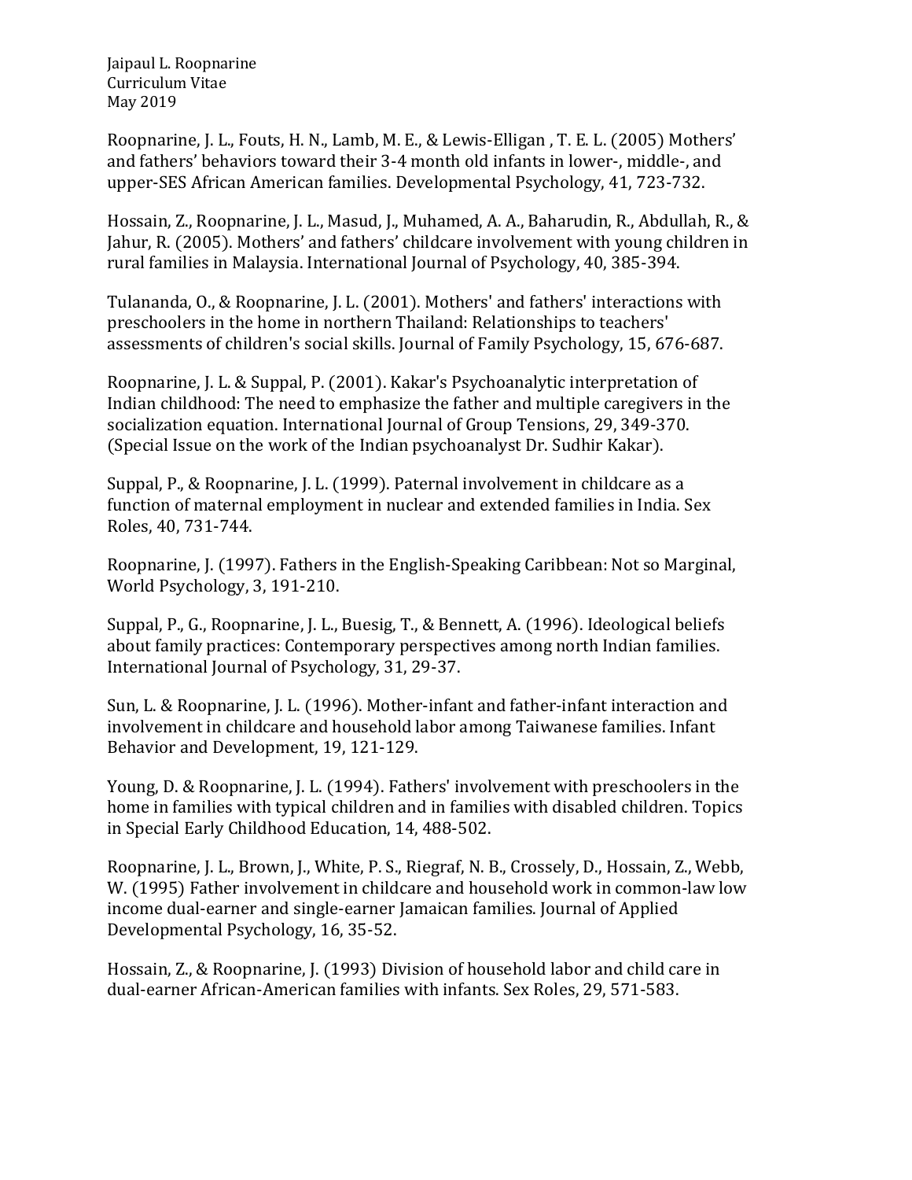Roopnarine, J. L., Fouts, H. N., Lamb, M. E., & Lewis-Elligan , T. E. L. (2005) Mothers' and fathers' behaviors toward their 3-4 month old infants in lower-, middle-, and upper-SES African American families. Developmental Psychology, 41, 723-732.

Hossain, Z., Roopnarine, J. L., Masud, J., Muhamed, A. A., Baharudin, R., Abdullah, R., & Jahur, R. (2005). Mothers' and fathers' childcare involvement with young children in rural families in Malaysia. International Journal of Psychology, 40, 385-394.

Tulananda, O., & Roopnarine, J. L. (2001). Mothers' and fathers' interactions with preschoolers in the home in northern Thailand: Relationships to teachers' assessments of children's social skills. Journal of Family Psychology, 15, 676-687.

Roopnarine, J. L. & Suppal, P. (2001). Kakar's Psychoanalytic interpretation of Indian childhood: The need to emphasize the father and multiple caregivers in the socialization equation. International Journal of Group Tensions, 29, 349-370. (Special Issue on the work of the Indian psychoanalyst Dr. Sudhir Kakar).

Suppal, P., & Roopnarine, J. L. (1999). Paternal involvement in childcare as a function of maternal employment in nuclear and extended families in India. Sex Roles, 40, 731-744.

Roopnarine, J. (1997). Fathers in the English-Speaking Caribbean: Not so Marginal, World Psychology, 3, 191-210.

Suppal, P., G., Roopnarine, J. L., Buesig, T., & Bennett, A. (1996). Ideological beliefs about family practices: Contemporary perspectives among north Indian families. International Journal of Psychology, 31, 29-37.

Sun, L. & Roopnarine, J. L. (1996). Mother-infant and father-infant interaction and involvement in childcare and household labor among Taiwanese families. Infant Behavior and Development, 19, 121-129.

Young, D. & Roopnarine, J. L. (1994). Fathers' involvement with preschoolers in the home in families with typical children and in families with disabled children. Topics in Special Early Childhood Education, 14, 488-502.

Roopnarine, J. L., Brown, J., White, P. S., Riegraf, N. B., Crossely, D., Hossain, Z., Webb, W. (1995) Father involvement in childcare and household work in common-law low income dual-earner and single-earner Jamaican families. Journal of Applied Developmental Psychology, 16, 35-52.

Hossain, Z., & Roopnarine, J. (1993) Division of household labor and child care in dual-earner African-American families with infants. Sex Roles, 29, 571-583.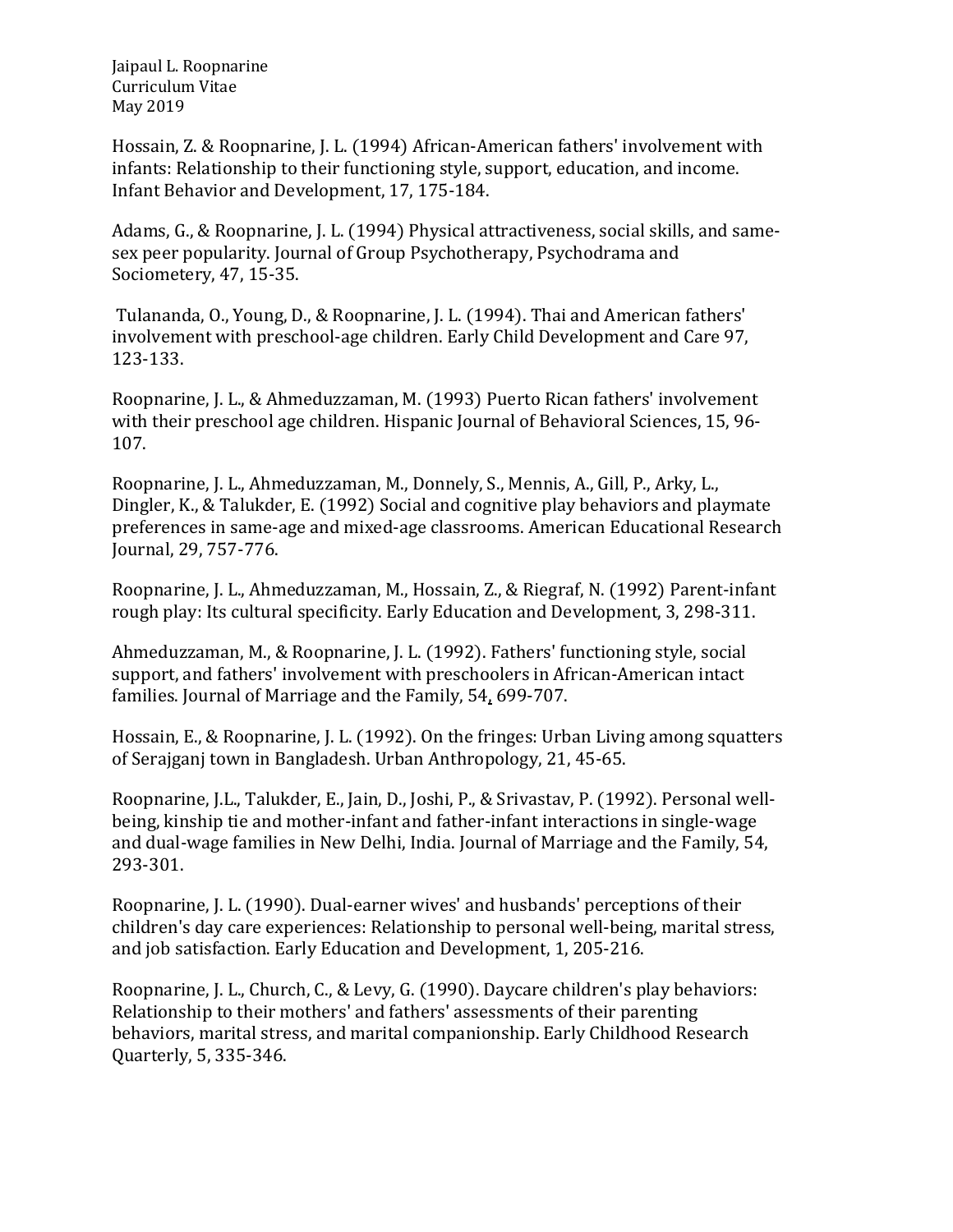Hossain, Z. & Roopnarine, J. L. (1994) African-American fathers' involvement with infants: Relationship to their functioning style, support, education, and income. Infant Behavior and Development, 17, 175-184.

Adams, G., & Roopnarine, J. L. (1994) Physical attractiveness, social skills, and same-sex peer popularity. Journal of Group Psychotherapy, Psychodrama and Sociometery, 47, 15-35.

Tulananda, O., Young, D., & Roopnarine, J. L. (1994). Thai and American fathers' involvement with preschool-age children. Early Child Development and Care 97, 123-133.

Roopnarine, J. L., & Ahmeduzzaman, M. (1993) Puerto Rican fathers' involvement with their preschool age children. Hispanic Journal of Behavioral Sciences, 15, 96-107.

Roopnarine, J. L., Ahmeduzzaman, M., Donnely, S., Mennis, A., Gill, P., Arky, L., Dingler, K., & Talukder, E. (1992) Social and cognitive play behaviors and playmate preferences in same-age and mixed-age classrooms. American Educational Research Journal, 29, 757-776.

Roopnarine, J. L., Ahmeduzzaman, M., Hossain, Z., & Riegraf, N. (1992) Parent-infant rough play: Its cultural specificity. Early Education and Development, 3, 298-311.

Ahmeduzzaman, M., & Roopnarine, J. L. (1992). Fathers' functioning style, social support, and fathers' involvement with preschoolers in African-American intact families. Journal of Marriage and the Family, 54, 699-707.

Hossain, E., & Roopnarine, J. L. (1992). On the fringes: Urban Living among squatters of Serajganj town in Bangladesh. Urban Anthropology, 21, 45-65.

Roopnarine, J.L., Talukder, E., Jain, D., Joshi, P., & Srivastav, P. (1992). Personal well-being, kinship tie and mother-infant and father-infant interactions in single-wage and dual-wage families in New Delhi, India. Journal of Marriage and the Family, 54, 293-301.

Roopnarine, J. L. (1990). Dual-earner wives' and husbands' perceptions of their children's day care experiences: Relationship to personal well-being, marital stress, and job satisfaction. Early Education and Development, 1, 205-216.

Roopnarine, J. L., Church, C., & Levy, G. (1990). Daycare children's play behaviors: Relationship to their mothers' and fathers' assessments of their parenting behaviors, marital stress, and marital companionship. Early Childhood Research Quarterly, 5, 335-346.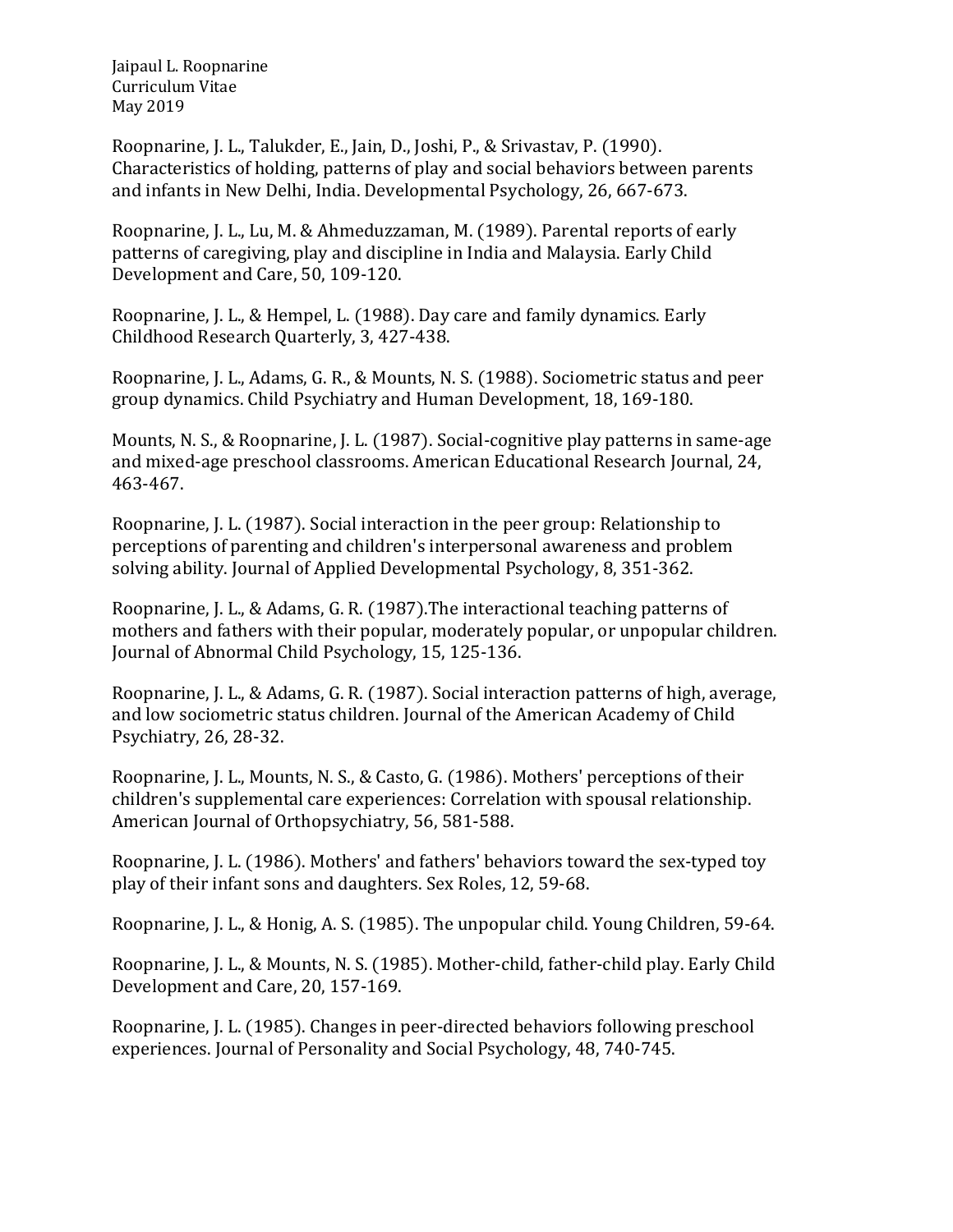Roopnarine, J. L., Talukder, E., Jain, D., Joshi, P., & Srivastav, P. (1990). Characteristics of holding, patterns of play and social behaviors between parents and infants in New Delhi, India. Developmental Psychology, 26, 667-673.

Roopnarine, J. L., Lu, M. & Ahmeduzzaman, M. (1989). Parental reports of early patterns of caregiving, play and discipline in India and Malaysia. Early Child Development and Care, 50, 109-120.

Roopnarine, J. L., & Hempel, L. (1988). Day care and family dynamics. Early Childhood Research Quarterly, 3, 427-438.

Roopnarine, J. L., Adams, G. R., & Mounts, N. S. (1988). Sociometric status and peer group dynamics. Child Psychiatry and Human Development, 18, 169-180.

Mounts, N. S., & Roopnarine, J. L. (1987). Social-cognitive play patterns in same-age and mixed-age preschool classrooms. American Educational Research Journal, 24, 463-467.

Roopnarine, J. L. (1987). Social interaction in the peer group: Relationship to perceptions of parenting and children's interpersonal awareness and problem solving ability. Journal of Applied Developmental Psychology, 8, 351-362.

Roopnarine, J. L., & Adams, G. R. (1987).The interactional teaching patterns of mothers and fathers with their popular, moderately popular, or unpopular children. Journal of Abnormal Child Psychology, 15, 125-136.

Roopnarine, J. L., & Adams, G. R. (1987). Social interaction patterns of high, average, and low sociometric status children. Journal of the American Academy of Child Psychiatry, 26, 28-32.

Roopnarine, J. L., Mounts, N. S., & Casto, G. (1986). Mothers' perceptions of their children's supplemental care experiences: Correlation with spousal relationship. American Journal of Orthopsychiatry, 56, 581-588.

Roopnarine, J. L. (1986). Mothers' and fathers' behaviors toward the sex-typed toy play of their infant sons and daughters. Sex Roles, 12, 59-68.

Roopnarine, J. L., & Honig, A. S. (1985). The unpopular child. Young Children, 59-64.

Roopnarine, J. L., & Mounts, N. S. (1985). Mother-child, father-child play. Early Child Development and Care, 20, 157-169.

Roopnarine, J. L. (1985). Changes in peer-directed behaviors following preschool experiences. Journal of Personality and Social Psychology, 48, 740-745.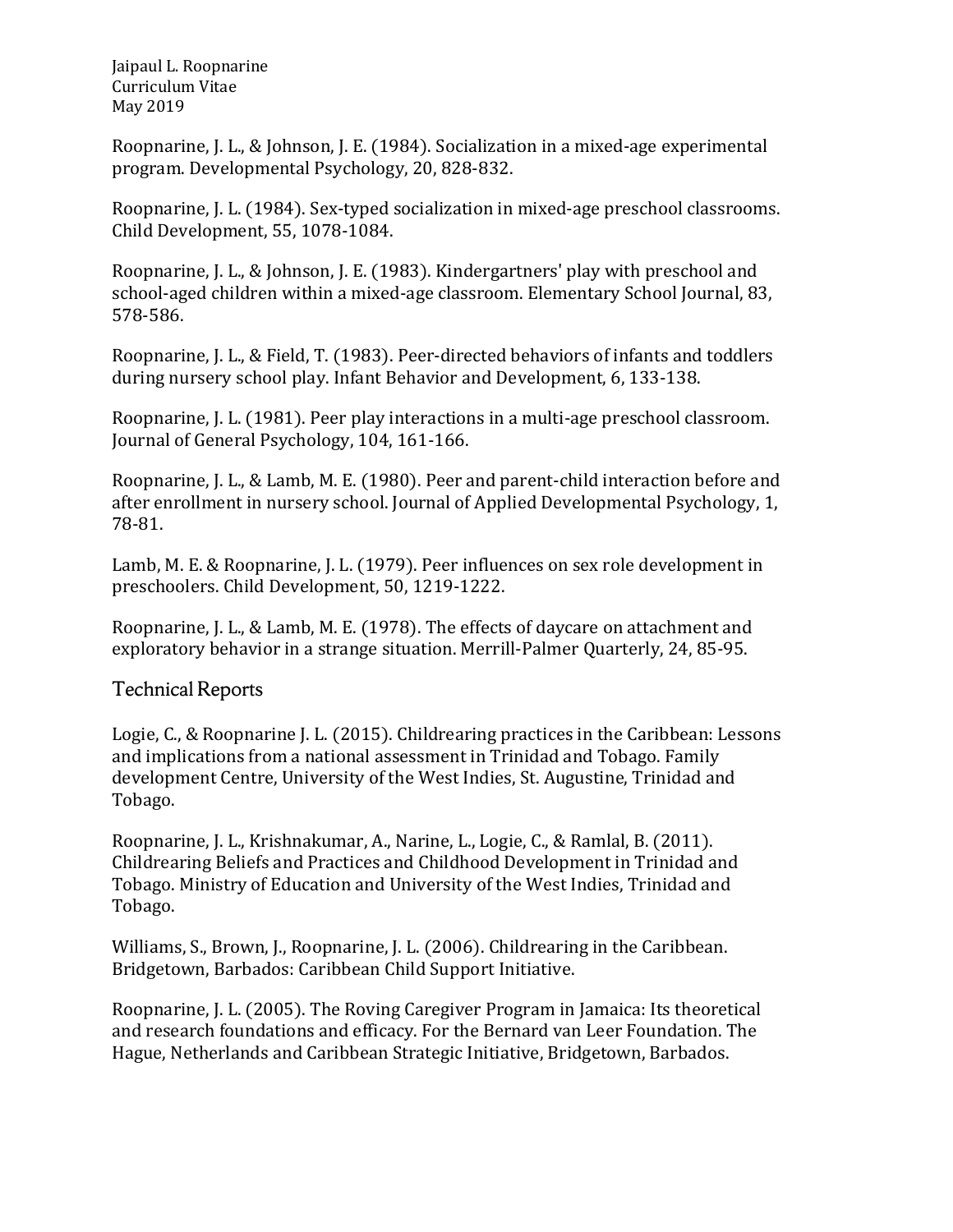Roopnarine, J. L., & Johnson, J. E. (1984). Socialization in a mixed-age experimental program. Developmental Psychology, 20, 828-832.

Roopnarine, J. L. (1984). Sex-typed socialization in mixed-age preschool classrooms. Child Development, 55, 1078-1084.

Roopnarine, J. L., & Johnson, J. E. (1983). Kindergartners' play with preschool and school-aged children within a mixed-age classroom. Elementary School Journal, 83, 578-586.

Roopnarine, J. L., & Field, T. (1983). Peer-directed behaviors of infants and toddlers during nursery school play. Infant Behavior and Development, 6, 133-138.

Roopnarine, J. L. (1981). Peer play interactions in a multi-age preschool classroom. Journal of General Psychology, 104, 161-166.

Roopnarine, J. L., & Lamb, M. E. (1980). Peer and parent-child interaction before and after enrollment in nursery school. Journal of Applied Developmental Psychology, 1, 78-81.

Lamb, M. E. & Roopnarine, J. L. (1979). Peer influences on sex role development in preschoolers. Child Development, 50, 1219-1222.

Roopnarine, J. L., & Lamb, M. E. (1978). The effects of daycare on attachment and exploratory behavior in a strange situation. Merrill-Palmer Quarterly, 24, 85-95.

## Technical Reports

Logie, C., & Roopnarine J. L. (2015). Childrearing practices in the Caribbean: Lessons and implications from a national assessment in Trinidad and Tobago. Family development Centre, University of the West Indies, St. Augustine, Trinidad and Tobago.

Roopnarine, J. L., Krishnakumar, A., Narine, L., Logie, C., & Ramlal, B. (2011). Childrearing Beliefs and Practices and Childhood Development in Trinidad and Tobago. Ministry of Education and University of the West Indies, Trinidad and Tobago.

Williams, S., Brown, J., Roopnarine, J. L. (2006). Childrearing in the Caribbean. Bridgetown, Barbados: Caribbean Child Support Initiative.

Roopnarine, J. L. (2005). The Roving Caregiver Program in Jamaica: Its theoretical and research foundations and efficacy. For the Bernard van Leer Foundation. The Hague, Netherlands and Caribbean Strategic Initiative, Bridgetown, Barbados.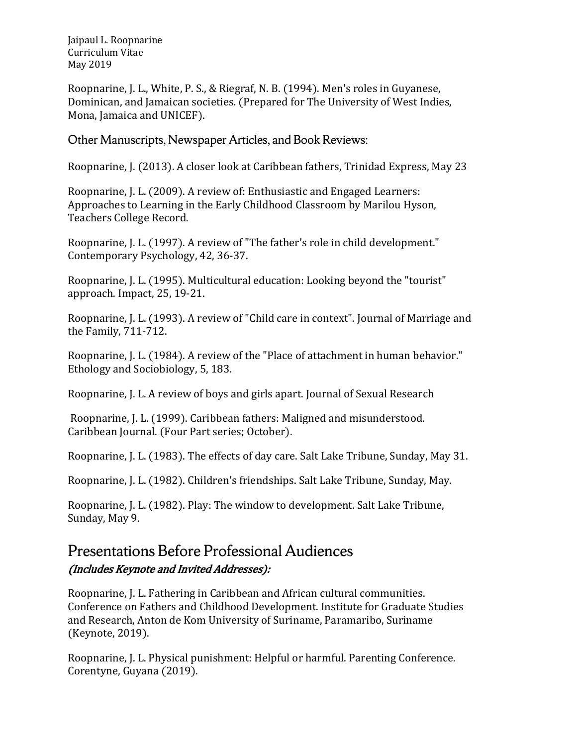Roopnarine, J. L., White, P. S., & Riegraf, N. B. (1994). Men's roles in Guyanese, Dominican, and Jamaican societies. (Prepared for The University of West Indies, Mona, Jamaica and UNICEF).

### Other Manuscripts, Newspaper Articles, and Book Reviews:

Roopnarine, J. (2013). A closer look at Caribbean fathers, Trinidad Express, May 23

Roopnarine, J. L. (2009). A review of: Enthusiastic and Engaged Learners: Approaches to Learning in the Early Childhood Classroom by Marilou Hyson, Teachers College Record.

Roopnarine, J. L. (1997). A review of "The father's role in child development." Contemporary Psychology, 42, 36-37.

Roopnarine, J. L. (1995). Multicultural education: Looking beyond the "tourist" approach. Impact, 25, 19-21.

Roopnarine, J. L. (1993). A review of "Child care in context". Journal of Marriage and the Family, 711-712.

Roopnarine, J. L. (1984). A review of the "Place of attachment in human behavior." Ethology and Sociobiology, 5, 183.

Roopnarine, J. L. A review of boys and girls apart. Journal of Sexual Research

Roopnarine, J. L. (1999). Caribbean fathers: Maligned and misunderstood. Caribbean Journal. (Four Part series; October).

Roopnarine, J. L. (1983). The effects of day care. Salt Lake Tribune, Sunday, May 31.

Roopnarine, J. L. (1982). Children's friendships. Salt Lake Tribune, Sunday, May.

Roopnarine, J. L. (1982). Play: The window to development. Salt Lake Tribune, Sunday, May 9.

## Presentations Before Professional Audiences

***(Includes Keynote and Invited Addresses):***

Roopnarine, J. L. Fathering in Caribbean and African cultural communities. Conference on Fathers and Childhood Development. Institute for Graduate Studies and Research, Anton de Kom University of Suriname, Paramaribo, Suriname (Keynote, 2019).

Roopnarine, J. L. Physical punishment: Helpful or harmful. Parenting Conference. Corentyne, Guyana (2019).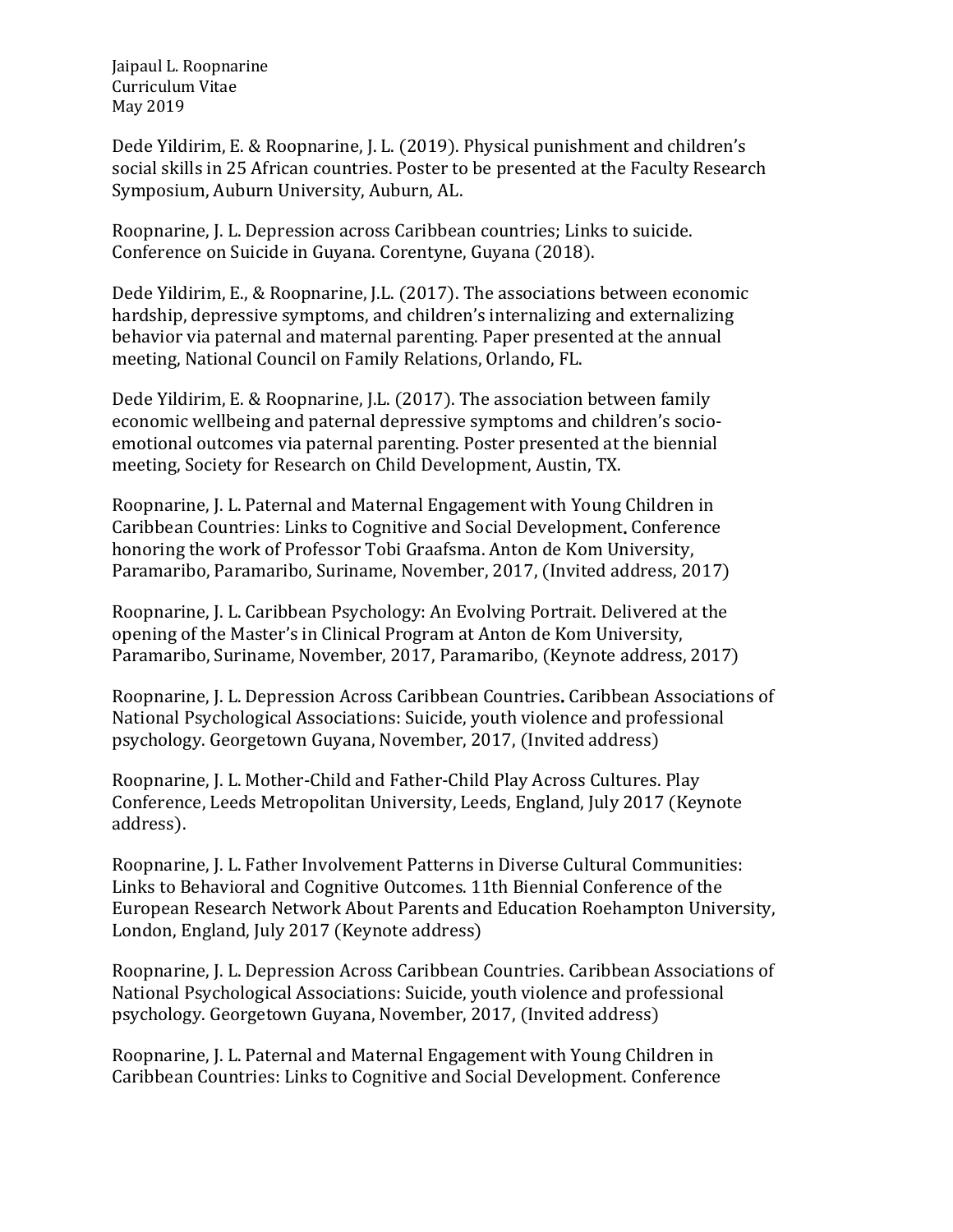Dede Yildirim, E. & Roopnarine, J. L. (2019). Physical punishment and children's social skills in 25 African countries. Poster to be presented at the Faculty Research Symposium, Auburn University, Auburn, AL.

Roopnarine, J. L. Depression across Caribbean countries; Links to suicide. Conference on Suicide in Guyana. Corentyne, Guyana (2018).

Dede Yildirim, E., & Roopnarine, J.L. (2017). The associations between economic hardship, depressive symptoms, and children's internalizing and externalizing behavior via paternal and maternal parenting. Paper presented at the annual meeting, National Council on Family Relations, Orlando, FL.

Dede Yildirim, E. & Roopnarine, J.L. (2017). The association between family economic wellbeing and paternal depressive symptoms and children's socio-emotional outcomes via paternal parenting. Poster presented at the biennial meeting, Society for Research on Child Development, Austin, TX.

Roopnarine, J. L. Paternal and Maternal Engagement with Young Children in Caribbean Countries: Links to Cognitive and Social Development**.** Conference honoring the work of Professor Tobi Graafsma. Anton de Kom University, Paramaribo, Paramaribo, Suriname, November, 2017, (Invited address, 2017)

Roopnarine, J. L. Caribbean Psychology: An Evolving Portrait. Delivered at the opening of the Master's in Clinical Program at Anton de Kom University, Paramaribo, Suriname, November, 2017, Paramaribo, (Keynote address, 2017)

Roopnarine, J. L. Depression Across Caribbean Countries**.** Caribbean Associations of National Psychological Associations: Suicide, youth violence and professional psychology. Georgetown Guyana, November, 2017, (Invited address)

Roopnarine, J. L. Mother-Child and Father-Child Play Across Cultures. Play Conference, Leeds Metropolitan University, Leeds, England, July 2017 (Keynote address).

Roopnarine, J. L. Father Involvement Patterns in Diverse Cultural Communities: Links to Behavioral and Cognitive Outcomes. 11th Biennial Conference of the European Research Network About Parents and Education Roehampton University, London, England, July 2017 (Keynote address)

Roopnarine, J. L. Depression Across Caribbean Countries. Caribbean Associations of National Psychological Associations: Suicide, youth violence and professional psychology. Georgetown Guyana, November, 2017, (Invited address)

Roopnarine, J. L. Paternal and Maternal Engagement with Young Children in Caribbean Countries: Links to Cognitive and Social Development. Conference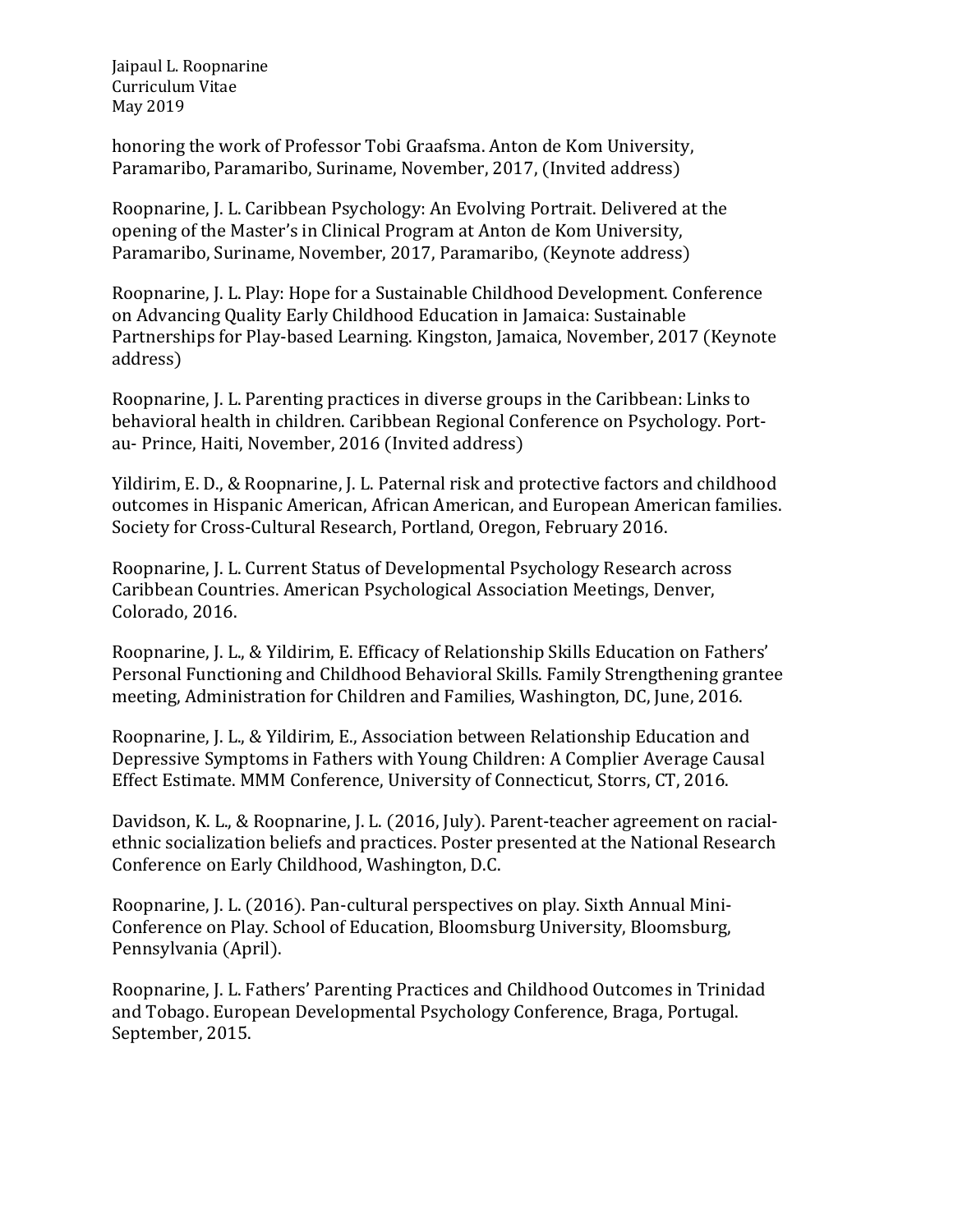honoring the work of Professor Tobi Graafsma. Anton de Kom University, Paramaribo, Paramaribo, Suriname, November, 2017, (Invited address)

Roopnarine, J. L. Caribbean Psychology: An Evolving Portrait. Delivered at the opening of the Master's in Clinical Program at Anton de Kom University, Paramaribo, Suriname, November, 2017, Paramaribo, (Keynote address)

Roopnarine, J. L. Play: Hope for a Sustainable Childhood Development. Conference on Advancing Quality Early Childhood Education in Jamaica: Sustainable Partnerships for Play-based Learning. Kingston, Jamaica, November, 2017 (Keynote address)

Roopnarine, J. L. Parenting practices in diverse groups in the Caribbean: Links to behavioral health in children. Caribbean Regional Conference on Psychology. Port-au- Prince, Haiti, November, 2016 (Invited address)

Yildirim, E. D., & Roopnarine, J. L. Paternal risk and protective factors and childhood outcomes in Hispanic American, African American, and European American families. Society for Cross-Cultural Research, Portland, Oregon, February 2016.

Roopnarine, J. L. Current Status of Developmental Psychology Research across Caribbean Countries. American Psychological Association Meetings, Denver, Colorado, 2016.

Roopnarine, J. L., & Yildirim, E. Efficacy of Relationship Skills Education on Fathers' Personal Functioning and Childhood Behavioral Skills. Family Strengthening grantee meeting, Administration for Children and Families, Washington, DC, June, 2016.

Roopnarine, J. L., & Yildirim, E., Association between Relationship Education and Depressive Symptoms in Fathers with Young Children: A Complier Average Causal Effect Estimate. MMM Conference, University of Connecticut, Storrs, CT, 2016.

Davidson, K. L., & Roopnarine, J. L. (2016, July). Parent-teacher agreement on racial-ethnic socialization beliefs and practices. Poster presented at the National Research Conference on Early Childhood, Washington, D.C.

Roopnarine, J. L. (2016). Pan-cultural perspectives on play. Sixth Annual Mini-Conference on Play. School of Education, Bloomsburg University, Bloomsburg, Pennsylvania (April).

Roopnarine, J. L. Fathers' Parenting Practices and Childhood Outcomes in Trinidad and Tobago. European Developmental Psychology Conference, Braga, Portugal. September, 2015.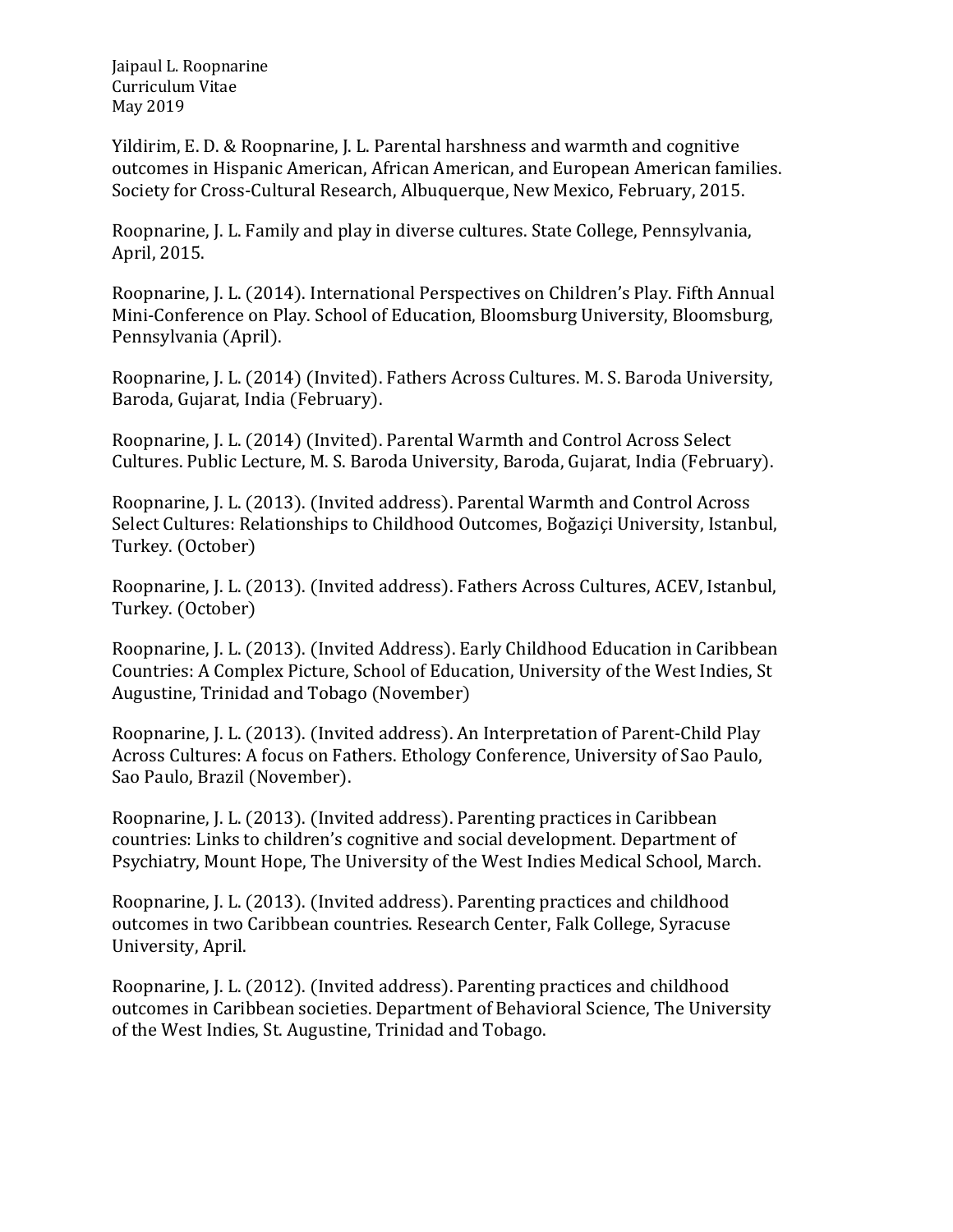Yildirim, E. D. & Roopnarine, J. L. Parental harshness and warmth and cognitive outcomes in Hispanic American, African American, and European American families. Society for Cross-Cultural Research, Albuquerque, New Mexico, February, 2015.

Roopnarine, J. L. Family and play in diverse cultures. State College, Pennsylvania, April, 2015.

Roopnarine, J. L. (2014). International Perspectives on Children's Play. Fifth Annual Mini-Conference on Play. School of Education, Bloomsburg University, Bloomsburg, Pennsylvania (April).

Roopnarine, J. L. (2014) (Invited). Fathers Across Cultures. M. S. Baroda University, Baroda, Gujarat, India (February).

Roopnarine, J. L. (2014) (Invited). Parental Warmth and Control Across Select Cultures. Public Lecture, M. S. Baroda University, Baroda, Gujarat, India (February).

Roopnarine, J. L. (2013). (Invited address). Parental Warmth and Control Across Select Cultures: Relationships to Childhood Outcomes, Boğaziçi University, Istanbul, Turkey. (October)

Roopnarine, J. L. (2013). (Invited address). Fathers Across Cultures, ACEV, Istanbul, Turkey. (October)

Roopnarine, J. L. (2013). (Invited Address). Early Childhood Education in Caribbean Countries: A Complex Picture, School of Education, University of the West Indies, St Augustine, Trinidad and Tobago (November)

Roopnarine, J. L. (2013). (Invited address). An Interpretation of Parent-Child Play Across Cultures: A focus on Fathers. Ethology Conference, University of Sao Paulo, Sao Paulo, Brazil (November).

Roopnarine, J. L. (2013). (Invited address). Parenting practices in Caribbean countries: Links to children's cognitive and social development. Department of Psychiatry, Mount Hope, The University of the West Indies Medical School, March.

Roopnarine, J. L. (2013). (Invited address). Parenting practices and childhood outcomes in two Caribbean countries. Research Center, Falk College, Syracuse University, April.

Roopnarine, J. L. (2012). (Invited address). Parenting practices and childhood outcomes in Caribbean societies. Department of Behavioral Science, The University of the West Indies, St. Augustine, Trinidad and Tobago.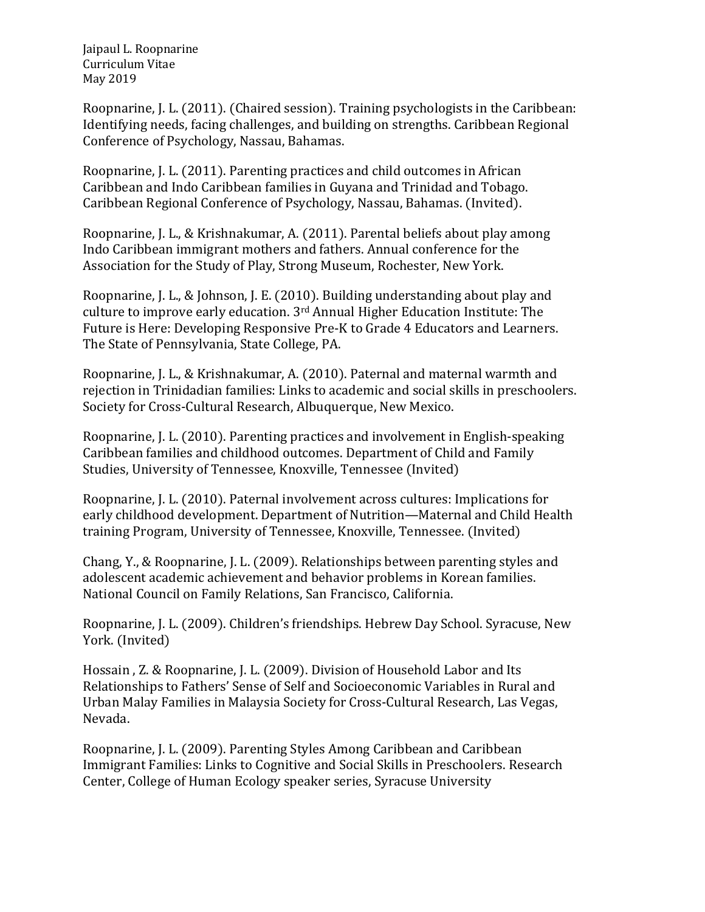Roopnarine, J. L. (2011). (Chaired session). Training psychologists in the Caribbean: Identifying needs, facing challenges, and building on strengths. Caribbean Regional Conference of Psychology, Nassau, Bahamas.

Roopnarine, J. L. (2011). Parenting practices and child outcomes in African Caribbean and Indo Caribbean families in Guyana and Trinidad and Tobago. Caribbean Regional Conference of Psychology, Nassau, Bahamas. (Invited).

Roopnarine, J. L., & Krishnakumar, A. (2011). Parental beliefs about play among Indo Caribbean immigrant mothers and fathers. Annual conference for the Association for the Study of Play, Strong Museum, Rochester, New York.

Roopnarine, J. L., & Johnson, J. E. (2010). Building understanding about play and culture to improve early education. 3rd Annual Higher Education Institute: The Future is Here: Developing Responsive Pre-K to Grade 4 Educators and Learners. The State of Pennsylvania, State College, PA.

Roopnarine, J. L., & Krishnakumar, A. (2010). Paternal and maternal warmth and rejection in Trinidadian families: Links to academic and social skills in preschoolers. Society for Cross-Cultural Research, Albuquerque, New Mexico.

Roopnarine, J. L. (2010). Parenting practices and involvement in English-speaking Caribbean families and childhood outcomes. Department of Child and Family Studies, University of Tennessee, Knoxville, Tennessee (Invited)

Roopnarine, J. L. (2010). Paternal involvement across cultures: Implications for early childhood development. Department of Nutrition—Maternal and Child Health training Program, University of Tennessee, Knoxville, Tennessee. (Invited)

Chang, Y., & Roopnarine, J. L. (2009). Relationships between parenting styles and adolescent academic achievement and behavior problems in Korean families. National Council on Family Relations, San Francisco, California.

Roopnarine, J. L. (2009). Children's friendships. Hebrew Day School. Syracuse, New York. (Invited)

Hossain , Z. & Roopnarine, J. L. (2009). Division of Household Labor and Its Relationships to Fathers' Sense of Self and Socioeconomic Variables in Rural and Urban Malay Families in Malaysia Society for Cross-Cultural Research, Las Vegas, Nevada.

Roopnarine, J. L. (2009). Parenting Styles Among Caribbean and Caribbean Immigrant Families: Links to Cognitive and Social Skills in Preschoolers. Research Center, College of Human Ecology speaker series, Syracuse University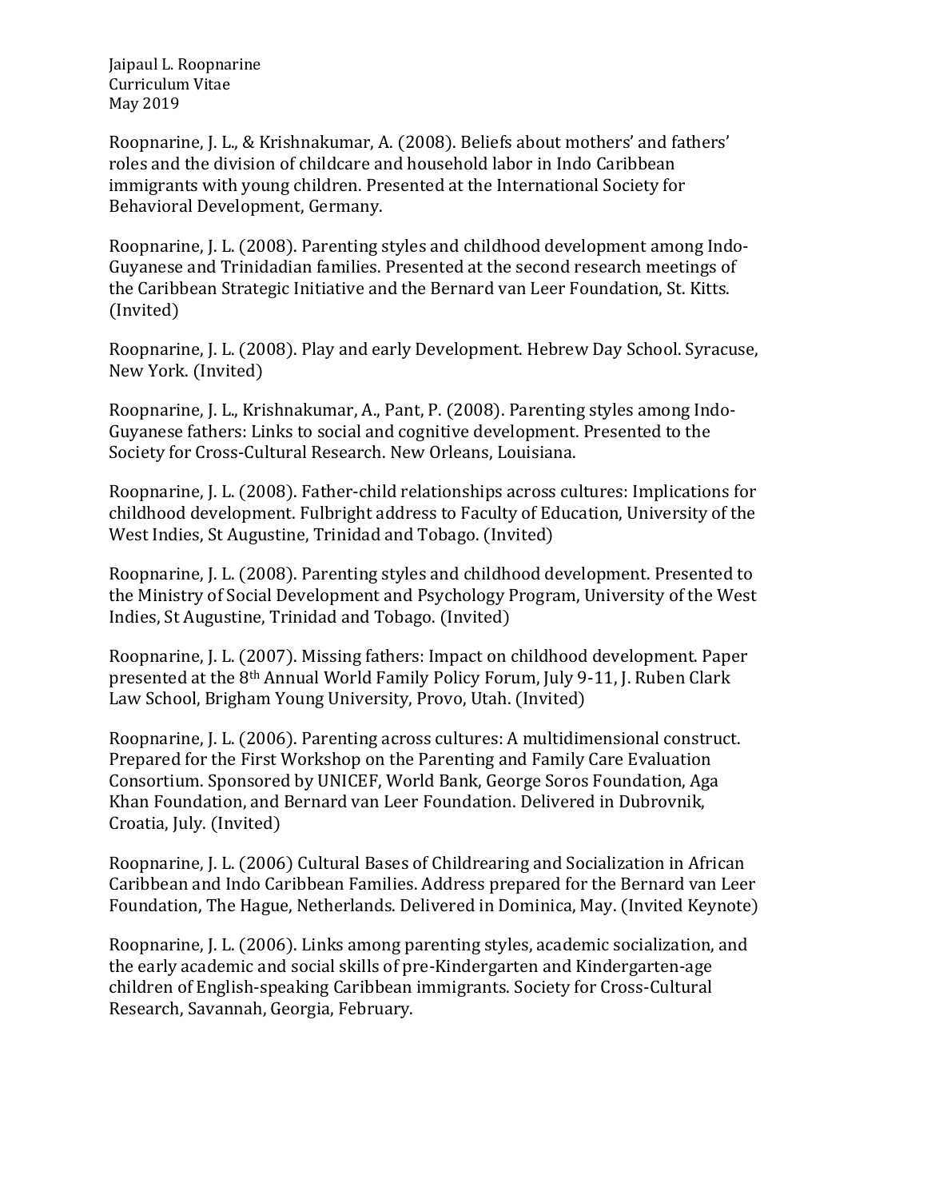Roopnarine, J. L., & Krishnakumar, A. (2008). Beliefs about mothers' and fathers' roles and the division of childcare and household labor in Indo Caribbean immigrants with young children. Presented at the International Society for Behavioral Development, Germany.

Roopnarine, J. L. (2008). Parenting styles and childhood development among Indo-Guyanese and Trinidadian families. Presented at the second research meetings of the Caribbean Strategic Initiative and the Bernard van Leer Foundation, St. Kitts. (Invited)

Roopnarine, J. L. (2008). Play and early Development. Hebrew Day School. Syracuse, New York. (Invited)

Roopnarine, J. L., Krishnakumar, A., Pant, P. (2008). Parenting styles among Indo-Guyanese fathers: Links to social and cognitive development. Presented to the Society for Cross-Cultural Research. New Orleans, Louisiana.

Roopnarine, J. L. (2008). Father-child relationships across cultures: Implications for childhood development. Fulbright address to Faculty of Education, University of the West Indies, St Augustine, Trinidad and Tobago. (Invited)

Roopnarine, J. L. (2008). Parenting styles and childhood development. Presented to the Ministry of Social Development and Psychology Program, University of the West Indies, St Augustine, Trinidad and Tobago. (Invited)

Roopnarine, J. L. (2007). Missing fathers: Impact on childhood development. Paper presented at the 8th Annual World Family Policy Forum, July 9-11, J. Ruben Clark Law School, Brigham Young University, Provo, Utah. (Invited)

Roopnarine, J. L. (2006). Parenting across cultures: A multidimensional construct. Prepared for the First Workshop on the Parenting and Family Care Evaluation Consortium. Sponsored by UNICEF, World Bank, George Soros Foundation, Aga Khan Foundation, and Bernard van Leer Foundation. Delivered in Dubrovnik, Croatia, July. (Invited)

Roopnarine, J. L. (2006) Cultural Bases of Childrearing and Socialization in African Caribbean and Indo Caribbean Families. Address prepared for the Bernard van Leer Foundation, The Hague, Netherlands. Delivered in Dominica, May. (Invited Keynote)

Roopnarine, J. L. (2006). Links among parenting styles, academic socialization, and the early academic and social skills of pre-Kindergarten and Kindergarten-age children of English-speaking Caribbean immigrants. Society for Cross-Cultural Research, Savannah, Georgia, February.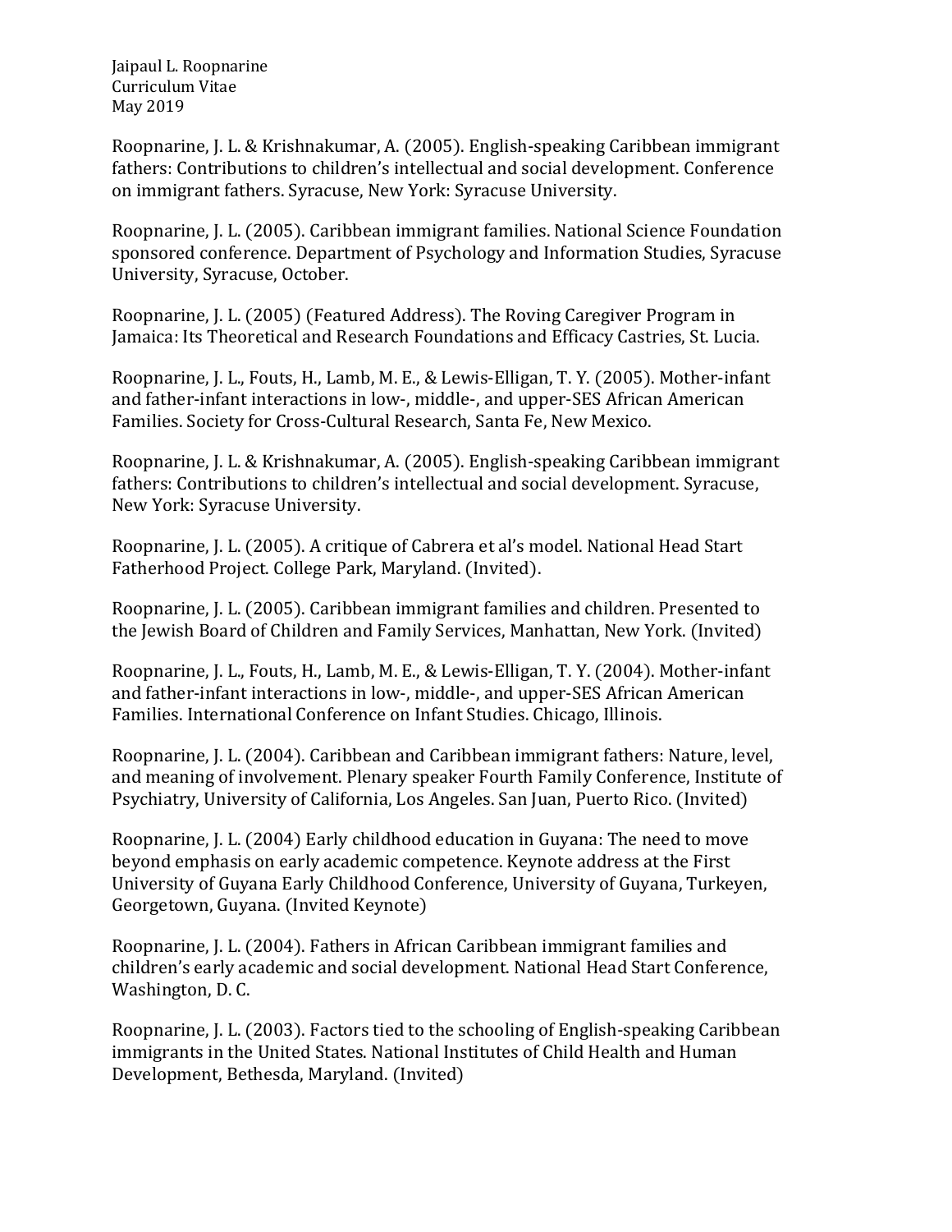Roopnarine, J. L. & Krishnakumar, A. (2005). English-speaking Caribbean immigrant fathers: Contributions to children's intellectual and social development. Conference on immigrant fathers. Syracuse, New York: Syracuse University.

Roopnarine, J. L. (2005). Caribbean immigrant families. National Science Foundation sponsored conference. Department of Psychology and Information Studies, Syracuse University, Syracuse, October.

Roopnarine, J. L. (2005) (Featured Address). The Roving Caregiver Program in Jamaica: Its Theoretical and Research Foundations and Efficacy Castries, St. Lucia.

Roopnarine, J. L., Fouts, H., Lamb, M. E., & Lewis-Elligan, T. Y. (2005). Mother-infant and father-infant interactions in low-, middle-, and upper-SES African American Families. Society for Cross-Cultural Research, Santa Fe, New Mexico.

Roopnarine, J. L. & Krishnakumar, A. (2005). English-speaking Caribbean immigrant fathers: Contributions to children's intellectual and social development. Syracuse, New York: Syracuse University.

Roopnarine, J. L. (2005). A critique of Cabrera et al's model. National Head Start Fatherhood Project. College Park, Maryland. (Invited).

Roopnarine, J. L. (2005). Caribbean immigrant families and children. Presented to the Jewish Board of Children and Family Services, Manhattan, New York. (Invited)

Roopnarine, J. L., Fouts, H., Lamb, M. E., & Lewis-Elligan, T. Y. (2004). Mother-infant and father-infant interactions in low-, middle-, and upper-SES African American Families. International Conference on Infant Studies. Chicago, Illinois.

Roopnarine, J. L. (2004). Caribbean and Caribbean immigrant fathers: Nature, level, and meaning of involvement. Plenary speaker Fourth Family Conference, Institute of Psychiatry, University of California, Los Angeles. San Juan, Puerto Rico. (Invited)

Roopnarine, J. L. (2004) Early childhood education in Guyana: The need to move beyond emphasis on early academic competence. Keynote address at the First University of Guyana Early Childhood Conference, University of Guyana, Turkeyen, Georgetown, Guyana. (Invited Keynote)

Roopnarine, J. L. (2004). Fathers in African Caribbean immigrant families and children's early academic and social development. National Head Start Conference, Washington, D. C.

Roopnarine, J. L. (2003). Factors tied to the schooling of English-speaking Caribbean immigrants in the United States. National Institutes of Child Health and Human Development, Bethesda, Maryland. (Invited)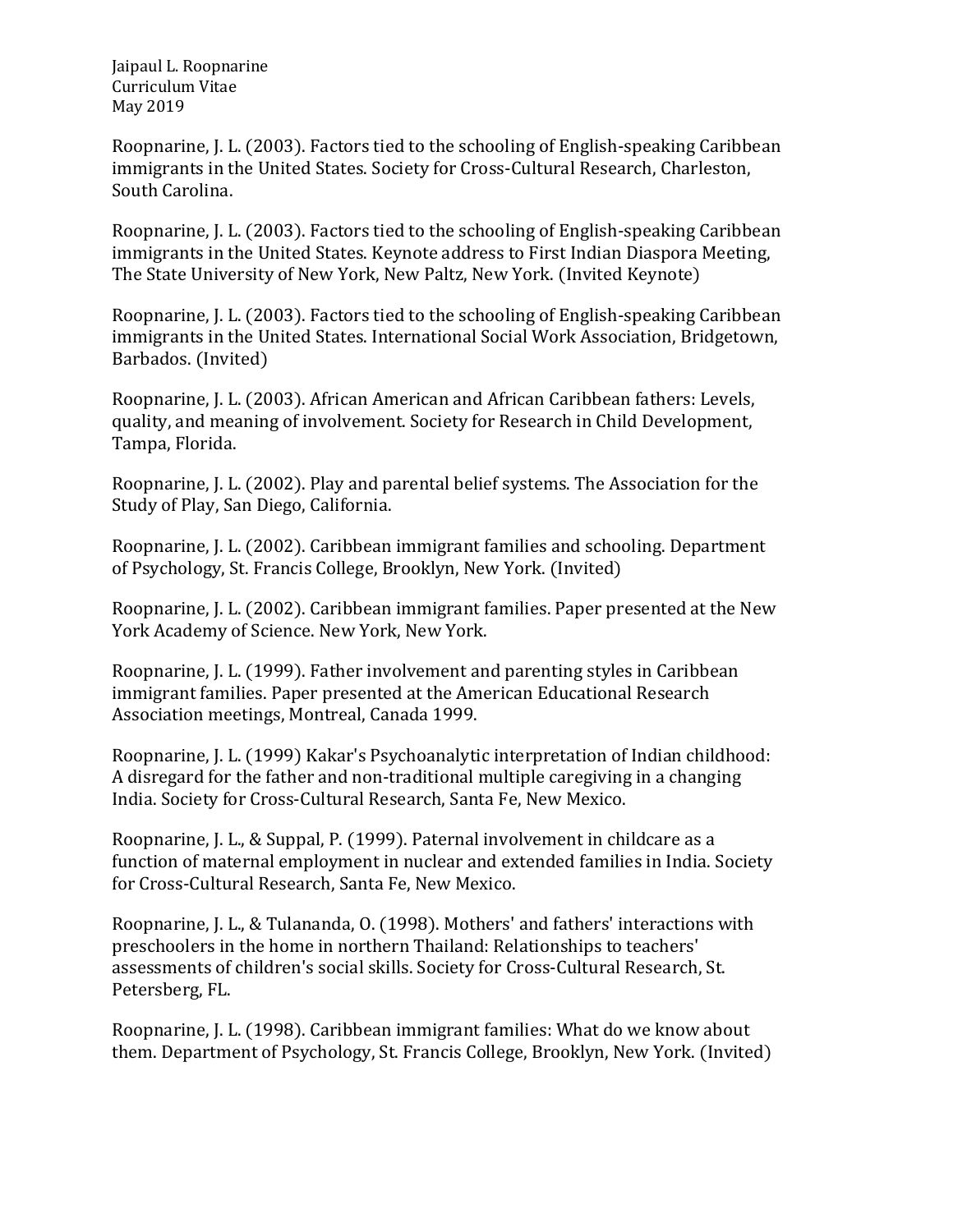Roopnarine, J. L. (2003). Factors tied to the schooling of English-speaking Caribbean immigrants in the United States. Society for Cross-Cultural Research, Charleston, South Carolina.

Roopnarine, J. L. (2003). Factors tied to the schooling of English-speaking Caribbean immigrants in the United States. Keynote address to First Indian Diaspora Meeting, The State University of New York, New Paltz, New York. (Invited Keynote)

Roopnarine, J. L. (2003). Factors tied to the schooling of English-speaking Caribbean immigrants in the United States. International Social Work Association, Bridgetown, Barbados. (Invited)

Roopnarine, J. L. (2003). African American and African Caribbean fathers: Levels, quality, and meaning of involvement. Society for Research in Child Development, Tampa, Florida.

Roopnarine, J. L. (2002). Play and parental belief systems. The Association for the Study of Play, San Diego, California.

Roopnarine, J. L. (2002). Caribbean immigrant families and schooling. Department of Psychology, St. Francis College, Brooklyn, New York. (Invited)

Roopnarine, J. L. (2002). Caribbean immigrant families. Paper presented at the New York Academy of Science. New York, New York.

Roopnarine, J. L. (1999). Father involvement and parenting styles in Caribbean immigrant families. Paper presented at the American Educational Research Association meetings, Montreal, Canada 1999.

Roopnarine, J. L. (1999) Kakar's Psychoanalytic interpretation of Indian childhood: A disregard for the father and non-traditional multiple caregiving in a changing India. Society for Cross-Cultural Research, Santa Fe, New Mexico.

Roopnarine, J. L., & Suppal, P. (1999). Paternal involvement in childcare as a function of maternal employment in nuclear and extended families in India. Society for Cross-Cultural Research, Santa Fe, New Mexico.

Roopnarine, J. L., & Tulananda, O. (1998). Mothers' and fathers' interactions with preschoolers in the home in northern Thailand: Relationships to teachers' assessments of children's social skills. Society for Cross-Cultural Research, St. Petersberg, FL.

Roopnarine, J. L. (1998). Caribbean immigrant families: What do we know about them. Department of Psychology, St. Francis College, Brooklyn, New York. (Invited)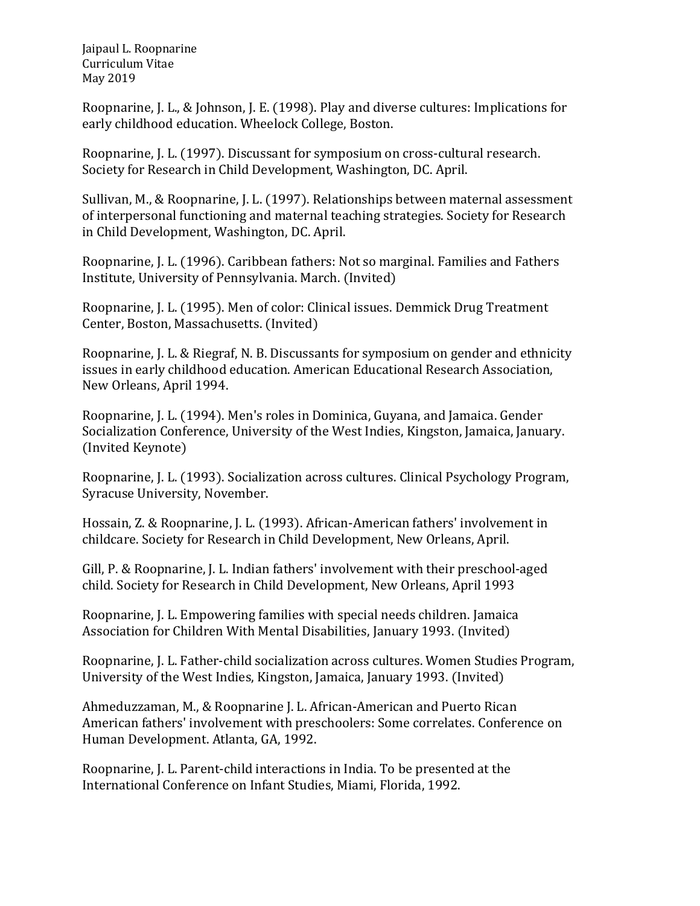Roopnarine, J. L., & Johnson, J. E. (1998). Play and diverse cultures: Implications for early childhood education. Wheelock College, Boston.

Roopnarine, J. L. (1997). Discussant for symposium on cross-cultural research. Society for Research in Child Development, Washington, DC. April.

Sullivan, M., & Roopnarine, J. L. (1997). Relationships between maternal assessment of interpersonal functioning and maternal teaching strategies. Society for Research in Child Development, Washington, DC. April.

Roopnarine, J. L. (1996). Caribbean fathers: Not so marginal. Families and Fathers Institute, University of Pennsylvania. March. (Invited)

Roopnarine, J. L. (1995). Men of color: Clinical issues. Demmick Drug Treatment Center, Boston, Massachusetts. (Invited)

Roopnarine, J. L. & Riegraf, N. B. Discussants for symposium on gender and ethnicity issues in early childhood education. American Educational Research Association, New Orleans, April 1994.

Roopnarine, J. L. (1994). Men's roles in Dominica, Guyana, and Jamaica. Gender Socialization Conference, University of the West Indies, Kingston, Jamaica, January. (Invited Keynote)

Roopnarine, J. L. (1993). Socialization across cultures. Clinical Psychology Program, Syracuse University, November.

Hossain, Z. & Roopnarine, J. L. (1993). African-American fathers' involvement in childcare. Society for Research in Child Development, New Orleans, April.

Gill, P. & Roopnarine, J. L. Indian fathers' involvement with their preschool-aged child. Society for Research in Child Development, New Orleans, April 1993

Roopnarine, J. L. Empowering families with special needs children. Jamaica Association for Children With Mental Disabilities, January 1993. (Invited)

Roopnarine, J. L. Father-child socialization across cultures. Women Studies Program, University of the West Indies, Kingston, Jamaica, January 1993. (Invited)

Ahmeduzzaman, M., & Roopnarine J. L. African-American and Puerto Rican American fathers' involvement with preschoolers: Some correlates. Conference on Human Development. Atlanta, GA, 1992.

Roopnarine, J. L. Parent-child interactions in India. To be presented at the International Conference on Infant Studies, Miami, Florida, 1992.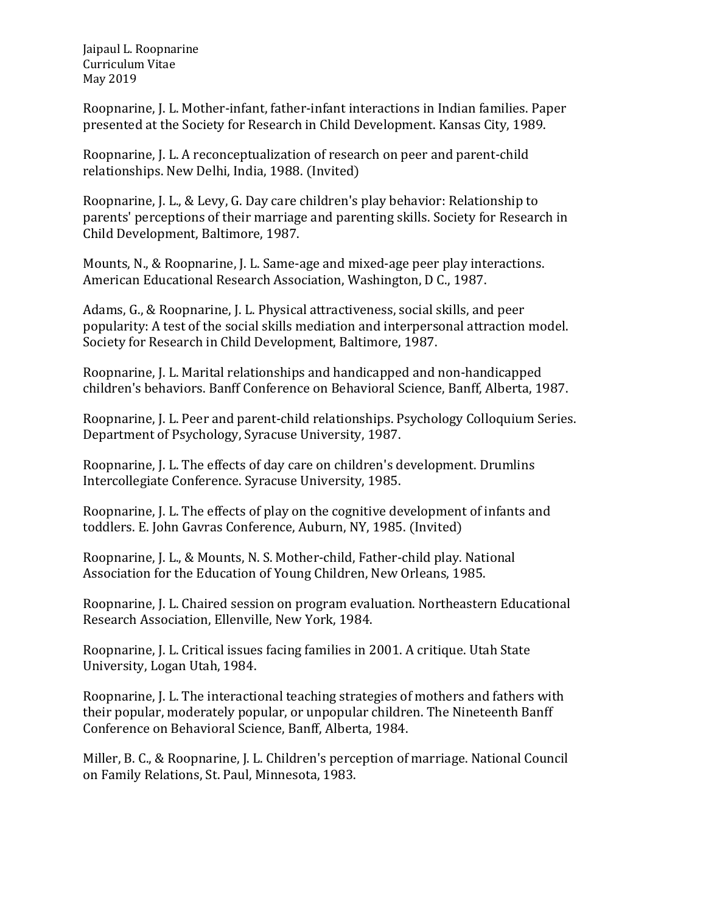Roopnarine, J. L. Mother-infant, father-infant interactions in Indian families. Paper presented at the Society for Research in Child Development. Kansas City, 1989.

Roopnarine, J. L. A reconceptualization of research on peer and parent-child relationships. New Delhi, India, 1988. (Invited)

Roopnarine, J. L., & Levy, G. Day care children's play behavior: Relationship to parents' perceptions of their marriage and parenting skills. Society for Research in Child Development, Baltimore, 1987.

Mounts, N., & Roopnarine, J. L. Same-age and mixed-age peer play interactions. American Educational Research Association, Washington, D C., 1987.

Adams, G., & Roopnarine, J. L. Physical attractiveness, social skills, and peer popularity: A test of the social skills mediation and interpersonal attraction model. Society for Research in Child Development, Baltimore, 1987.

Roopnarine, J. L. Marital relationships and handicapped and non-handicapped children's behaviors. Banff Conference on Behavioral Science, Banff, Alberta, 1987.

Roopnarine, J. L. Peer and parent-child relationships. Psychology Colloquium Series. Department of Psychology, Syracuse University, 1987.

Roopnarine, J. L. The effects of day care on children's development. Drumlins Intercollegiate Conference. Syracuse University, 1985.

Roopnarine, J. L. The effects of play on the cognitive development of infants and toddlers. E. John Gavras Conference, Auburn, NY, 1985. (Invited)

Roopnarine, J. L., & Mounts, N. S. Mother-child, Father-child play. National Association for the Education of Young Children, New Orleans, 1985.

Roopnarine, J. L. Chaired session on program evaluation. Northeastern Educational Research Association, Ellenville, New York, 1984.

Roopnarine, J. L. Critical issues facing families in 2001. A critique. Utah State University, Logan Utah, 1984.

Roopnarine, J. L. The interactional teaching strategies of mothers and fathers with their popular, moderately popular, or unpopular children. The Nineteenth Banff Conference on Behavioral Science, Banff, Alberta, 1984.

Miller, B. C., & Roopnarine, J. L. Children's perception of marriage. National Council on Family Relations, St. Paul, Minnesota, 1983.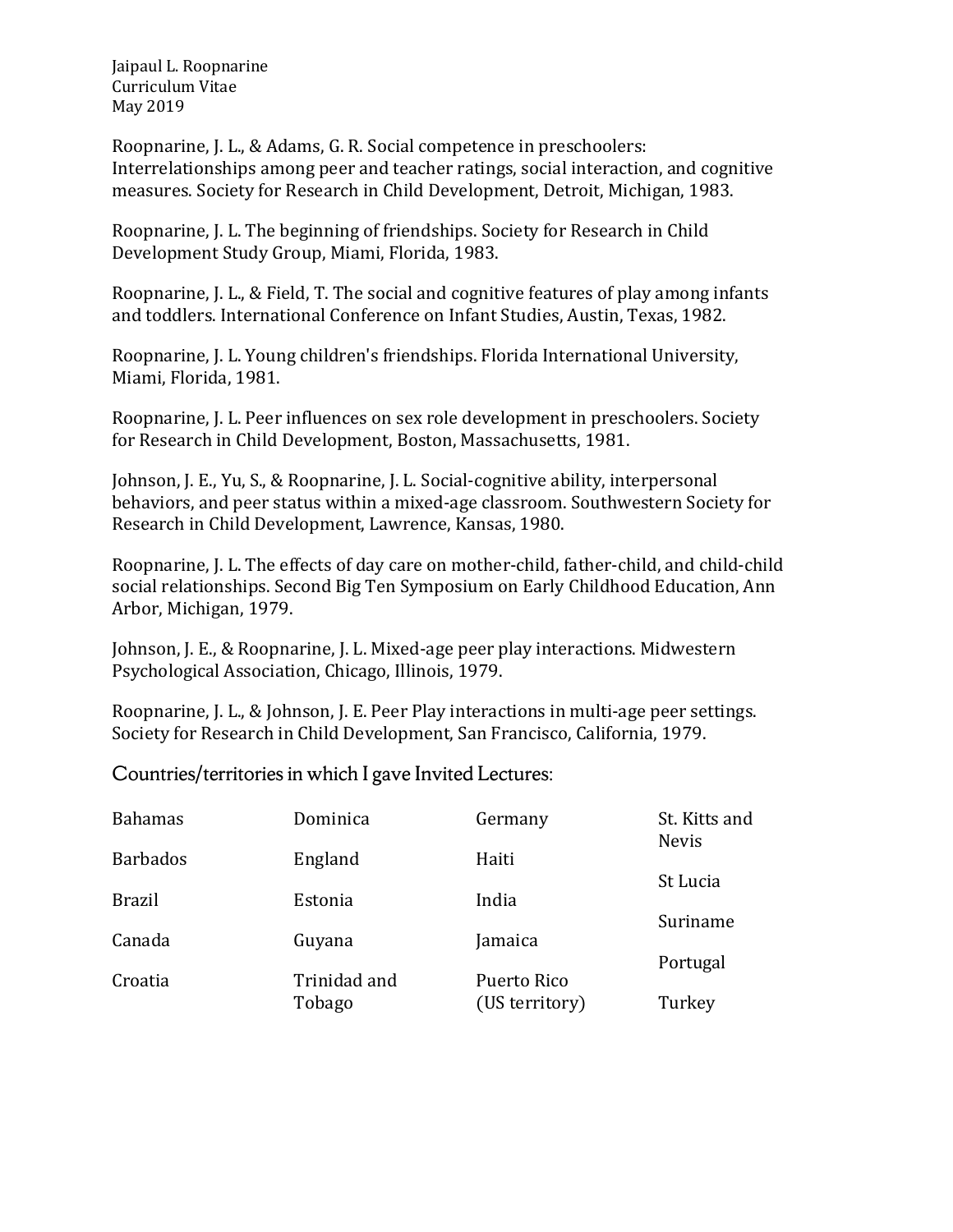Roopnarine, J. L., & Adams, G. R. Social competence in preschoolers: Interrelationships among peer and teacher ratings, social interaction, and cognitive measures. Society for Research in Child Development, Detroit, Michigan, 1983.

Roopnarine, J. L. The beginning of friendships. Society for Research in Child Development Study Group, Miami, Florida, 1983.

Roopnarine, J. L., & Field, T. The social and cognitive features of play among infants and toddlers. International Conference on Infant Studies, Austin, Texas, 1982.

Roopnarine, J. L. Young children's friendships. Florida International University, Miami, Florida, 1981.

Roopnarine, J. L. Peer influences on sex role development in preschoolers. Society for Research in Child Development, Boston, Massachusetts, 1981.

Johnson, J. E., Yu, S., & Roopnarine, J. L. Social-cognitive ability, interpersonal behaviors, and peer status within a mixed-age classroom. Southwestern Society for Research in Child Development, Lawrence, Kansas, 1980.

Roopnarine, J. L. The effects of day care on mother-child, father-child, and child-child social relationships. Second Big Ten Symposium on Early Childhood Education, Ann Arbor, Michigan, 1979.

Johnson, J. E., & Roopnarine, J. L. Mixed-age peer play interactions. Midwestern Psychological Association, Chicago, Illinois, 1979.

Roopnarine, J. L., & Johnson, J. E. Peer Play interactions in multi-age peer settings. Society for Research in Child Development, San Francisco, California, 1979.

## Countries/territories in which I gave Invited Lectures:

| | | | |
|---|---|---|---|
| Bahamas | Dominica | Germany | St. Kitts and Nevis |
| Barbados | England | Haiti | St Lucia |
| Brazil | Estonia | India | Suriname |
| Canada | Guyana | Jamaica | Portugal |
| Croatia | Trinidad and Tobago | Puerto Rico (US territory) | Turkey |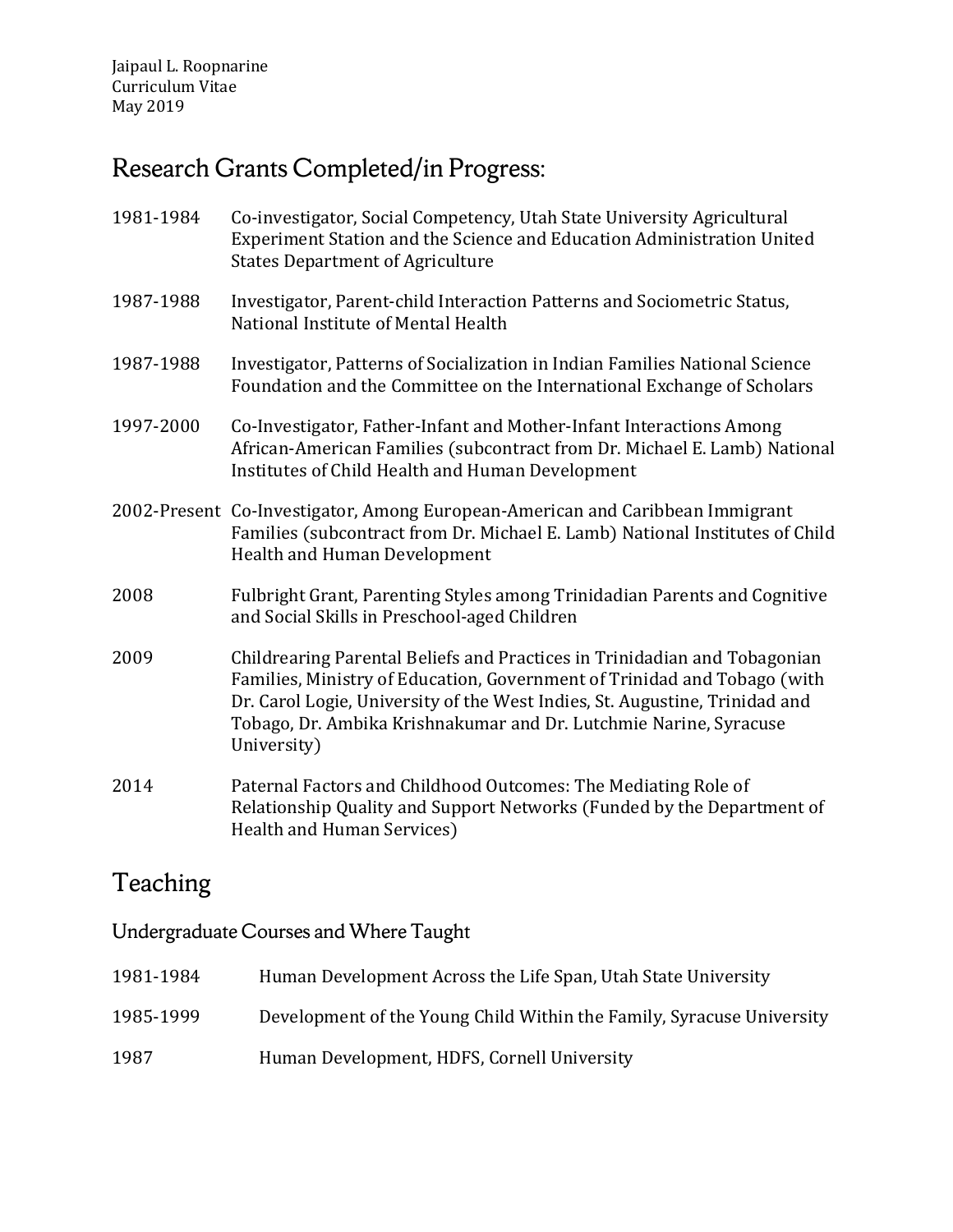## Research Grants Completed/in Progress:

1981-1984 Co-investigator, Social Competency, Utah State University Agricultural Experiment Station and the Science and Education Administration United States Department of Agriculture

1987-1988 Investigator, Parent-child Interaction Patterns and Sociometric Status, National Institute of Mental Health

1987-1988 Investigator, Patterns of Socialization in Indian Families National Science Foundation and the Committee on the International Exchange of Scholars

1997-2000 Co-Investigator, Father-Infant and Mother-Infant Interactions Among African-American Families (subcontract from Dr. Michael E. Lamb) National Institutes of Child Health and Human Development

2002-Present Co-Investigator, Among European-American and Caribbean Immigrant Families (subcontract from Dr. Michael E. Lamb) National Institutes of Child Health and Human Development

2008 Fulbright Grant, Parenting Styles among Trinidadian Parents and Cognitive and Social Skills in Preschool-aged Children

2009 Childrearing Parental Beliefs and Practices in Trinidadian and Tobagonian Families, Ministry of Education, Government of Trinidad and Tobago (with Dr. Carol Logie, University of the West Indies, St. Augustine, Trinidad and Tobago, Dr. Ambika Krishnakumar and Dr. Lutchmie Narine, Syracuse University)

2014 Paternal Factors and Childhood Outcomes: The Mediating Role of Relationship Quality and Support Networks (Funded by the Department of Health and Human Services)

## Teaching

### Undergraduate Courses and Where Taught

1981-1984 Human Development Across the Life Span, Utah State University

1985-1999 Development of the Young Child Within the Family, Syracuse University

1987 Human Development, HDFS, Cornell University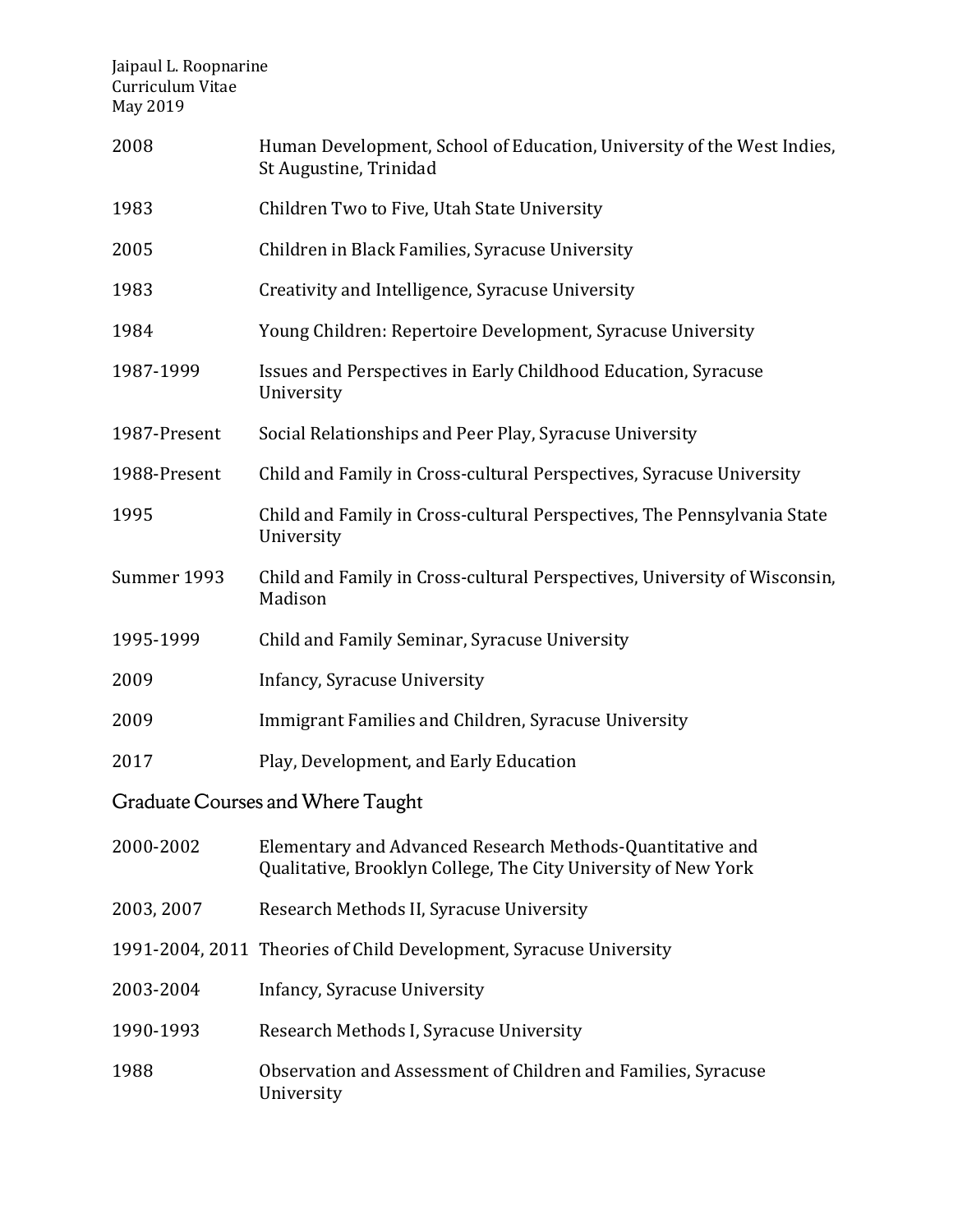| | |
|---|---|
| 2008 | Human Development, School of Education, University of the West Indies, St Augustine, Trinidad |
| 1983 | Children Two to Five, Utah State University |
| 2005 | Children in Black Families, Syracuse University |
| 1983 | Creativity and Intelligence, Syracuse University |
| 1984 | Young Children: Repertoire Development, Syracuse University |
| 1987-1999 | Issues and Perspectives in Early Childhood Education, Syracuse University |
| 1987-Present | Social Relationships and Peer Play, Syracuse University |
| 1988-Present | Child and Family in Cross-cultural Perspectives, Syracuse University |
| 1995 | Child and Family in Cross-cultural Perspectives, The Pennsylvania State University |
| Summer 1993 | Child and Family in Cross-cultural Perspectives, University of Wisconsin, Madison |
| 1995-1999 | Child and Family Seminar, Syracuse University |
| 2009 | Infancy, Syracuse University |
| 2009 | Immigrant Families and Children, Syracuse University |
| 2017 | Play, Development, and Early Education |

## Graduate Courses and Where Taught

| | |
|---|---|
| 2000-2002 | Elementary and Advanced Research Methods-Quantitative and Qualitative, Brooklyn College, The City University of New York |
| 2003, 2007 | Research Methods II, Syracuse University |
| 1991-2004, 2011 | Theories of Child Development, Syracuse University |
| 2003-2004 | Infancy, Syracuse University |
| 1990-1993 | Research Methods I, Syracuse University |
| 1988 | Observation and Assessment of Children and Families, Syracuse University |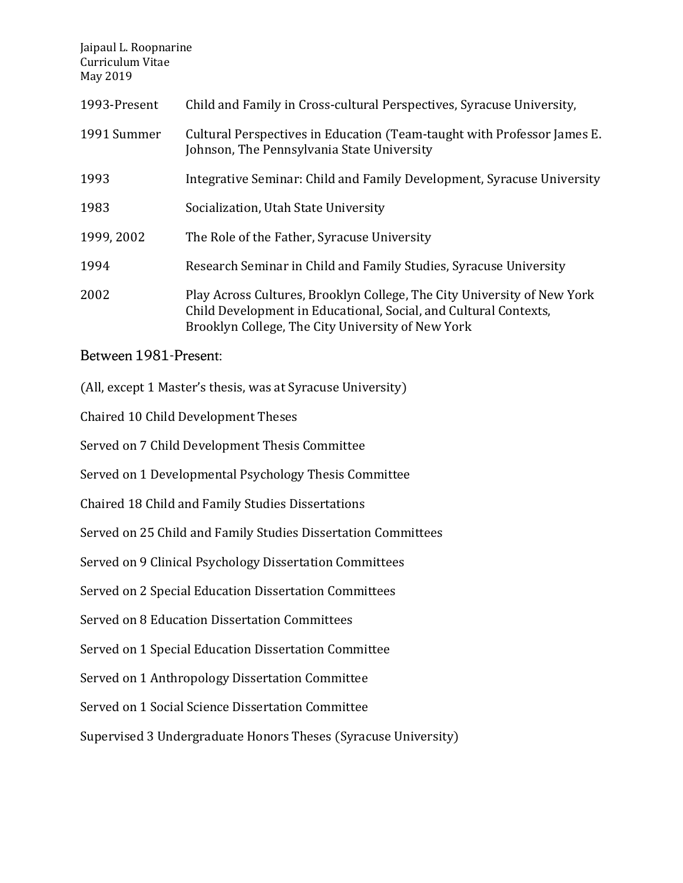| | |
|---|---|
| 1993-Present | Child and Family in Cross-cultural Perspectives, Syracuse University, |
| 1991 Summer | Cultural Perspectives in Education (Team-taught with Professor James E. Johnson, The Pennsylvania State University |
| 1993 | Integrative Seminar: Child and Family Development, Syracuse University |
| 1983 | Socialization, Utah State University |
| 1999, 2002 | The Role of the Father, Syracuse University |
| 1994 | Research Seminar in Child and Family Studies, Syracuse University |
| 2002 | Play Across Cultures, Brooklyn College, The City University of New York<br>Child Development in Educational, Social, and Cultural Contexts, Brooklyn College, The City University of New York |

### Between 1981-Present:

(All, except 1 Master's thesis, was at Syracuse University)

Chaired 10 Child Development Theses

Served on 7 Child Development Thesis Committee

Served on 1 Developmental Psychology Thesis Committee

Chaired 18 Child and Family Studies Dissertations

Served on 25 Child and Family Studies Dissertation Committees

Served on 9 Clinical Psychology Dissertation Committees

Served on 2 Special Education Dissertation Committees

Served on 8 Education Dissertation Committees

Served on 1 Special Education Dissertation Committee

Served on 1 Anthropology Dissertation Committee

Served on 1 Social Science Dissertation Committee

Supervised 3 Undergraduate Honors Theses (Syracuse University)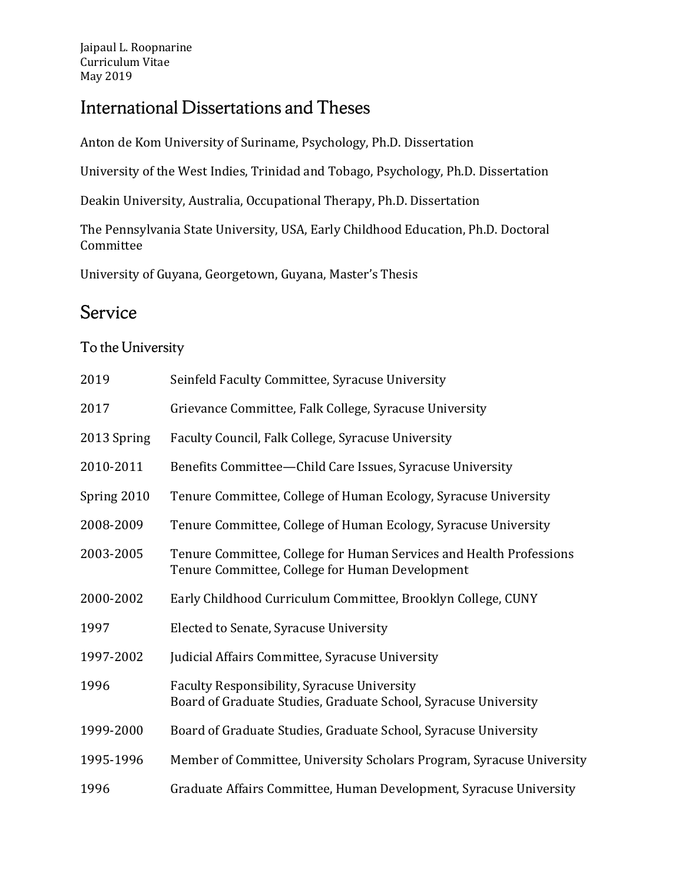## International Dissertations and Theses

Anton de Kom University of Suriname, Psychology, Ph.D. Dissertation

University of the West Indies, Trinidad and Tobago, Psychology, Ph.D. Dissertation

Deakin University, Australia, Occupational Therapy, Ph.D. Dissertation

The Pennsylvania State University, USA, Early Childhood Education, Ph.D. Doctoral Committee

University of Guyana, Georgetown, Guyana, Master's Thesis

## Service

### To the University

| | |
|---|---|
| 2019 | Seinfeld Faculty Committee, Syracuse University |
| 2017 | Grievance Committee, Falk College, Syracuse University |
| 2013 Spring | Faculty Council, Falk College, Syracuse University |
| 2010-2011 | Benefits Committee—Child Care Issues, Syracuse University |
| Spring 2010 | Tenure Committee, College of Human Ecology, Syracuse University |
| 2008-2009 | Tenure Committee, College of Human Ecology, Syracuse University |
| 2003-2005 | Tenure Committee, College for Human Services and Health Professions<br>Tenure Committee, College for Human Development |
| 2000-2002 | Early Childhood Curriculum Committee, Brooklyn College, CUNY |
| 1997 | Elected to Senate, Syracuse University |
| 1997-2002 | Judicial Affairs Committee, Syracuse University |
| 1996 | Faculty Responsibility, Syracuse University<br>Board of Graduate Studies, Graduate School, Syracuse University |
| 1999-2000 | Board of Graduate Studies, Graduate School, Syracuse University |
| 1995-1996 | Member of Committee, University Scholars Program, Syracuse University |
| 1996 | Graduate Affairs Committee, Human Development, Syracuse University |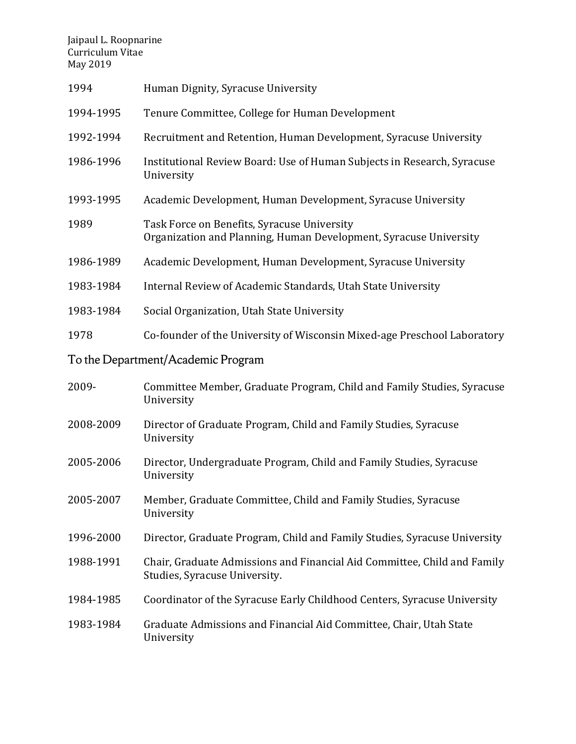1994 Human Dignity, Syracuse University

1994-1995 Tenure Committee, College for Human Development

1992-1994 Recruitment and Retention, Human Development, Syracuse University

1986-1996 Institutional Review Board: Use of Human Subjects in Research, Syracuse University

1993-1995 Academic Development, Human Development, Syracuse University

1989 Task Force on Benefits, Syracuse University
Organization and Planning, Human Development, Syracuse University

1986-1989 Academic Development, Human Development, Syracuse University

1983-1984 Internal Review of Academic Standards, Utah State University

1983-1984 Social Organization, Utah State University

1978 Co-founder of the University of Wisconsin Mixed-age Preschool Laboratory

## To the Department/Academic Program

2009- Committee Member, Graduate Program, Child and Family Studies, Syracuse University

2008-2009 Director of Graduate Program, Child and Family Studies, Syracuse University

2005-2006 Director, Undergraduate Program, Child and Family Studies, Syracuse University

2005-2007 Member, Graduate Committee, Child and Family Studies, Syracuse University

1996-2000 Director, Graduate Program, Child and Family Studies, Syracuse University

1988-1991 Chair, Graduate Admissions and Financial Aid Committee, Child and Family Studies, Syracuse University.

1984-1985 Coordinator of the Syracuse Early Childhood Centers, Syracuse University

1983-1984 Graduate Admissions and Financial Aid Committee, Chair, Utah State University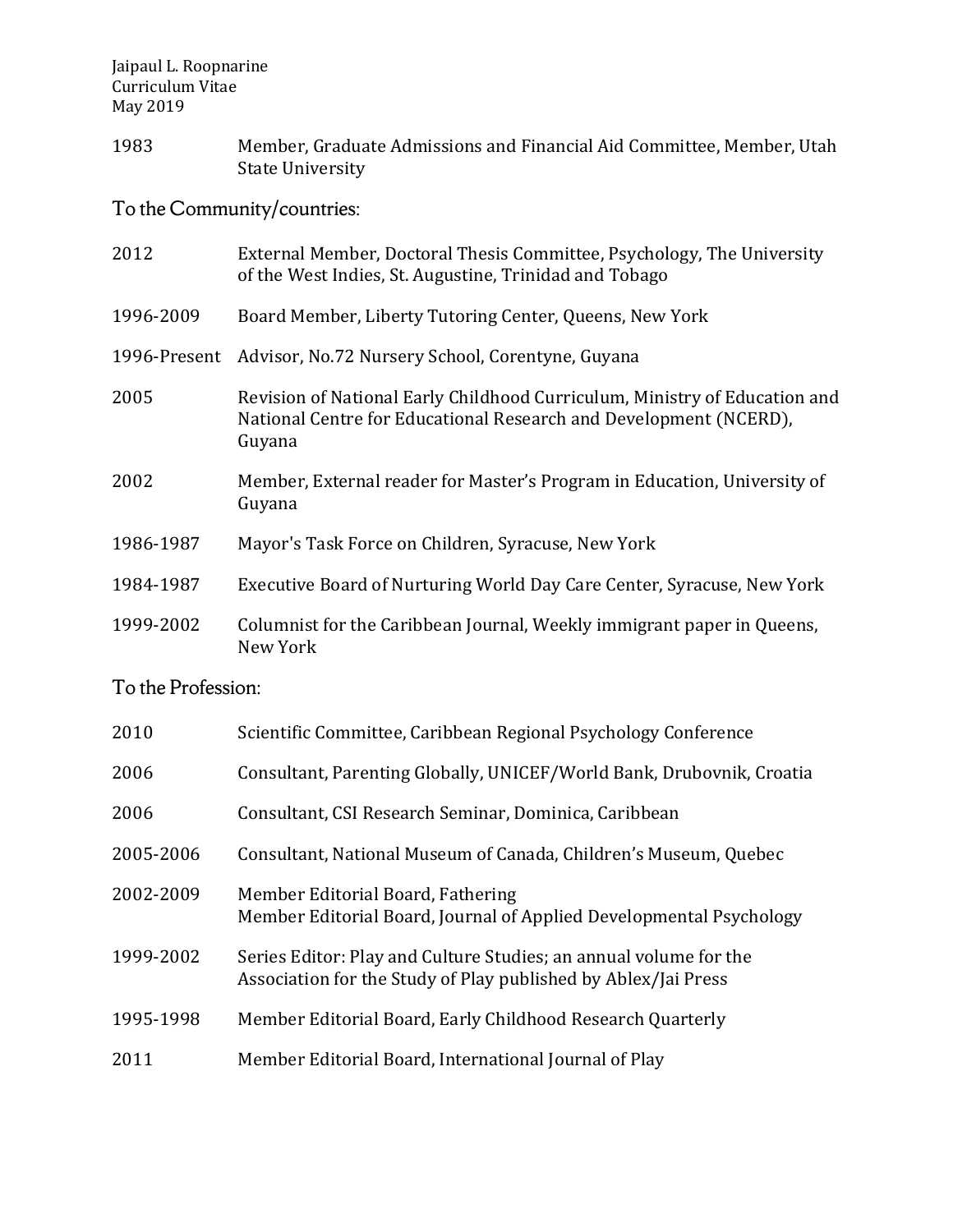| | |
|---|---|
| 1983 | Member, Graduate Admissions and Financial Aid Committee, Member, Utah State University |

## To the Community/countries:

| | |
|---|---|
| 2012 | External Member, Doctoral Thesis Committee, Psychology, The University of the West Indies, St. Augustine, Trinidad and Tobago |
| 1996-2009 | Board Member, Liberty Tutoring Center, Queens, New York |
| 1996-Present | Advisor, No.72 Nursery School, Corentyne, Guyana |
| 2005 | Revision of National Early Childhood Curriculum, Ministry of Education and National Centre for Educational Research and Development (NCERD), Guyana |
| 2002 | Member, External reader for Master's Program in Education, University of Guyana |
| 1986-1987 | Mayor's Task Force on Children, Syracuse, New York |
| 1984-1987 | Executive Board of Nurturing World Day Care Center, Syracuse, New York |
| 1999-2002 | Columnist for the Caribbean Journal, Weekly immigrant paper in Queens, New York |

## To the Profession:

| | |
|---|---|
| 2010 | Scientific Committee, Caribbean Regional Psychology Conference |
| 2006 | Consultant, Parenting Globally, UNICEF/World Bank, Drubovnik, Croatia |
| 2006 | Consultant, CSI Research Seminar, Dominica, Caribbean |
| 2005-2006 | Consultant, National Museum of Canada, Children's Museum, Quebec |
| 2002-2009 | Member Editorial Board, Fathering<br>Member Editorial Board, Journal of Applied Developmental Psychology |
| 1999-2002 | Series Editor: Play and Culture Studies; an annual volume for the Association for the Study of Play published by Ablex/Jai Press |
| 1995-1998 | Member Editorial Board, Early Childhood Research Quarterly |
| 2011 | Member Editorial Board, International Journal of Play |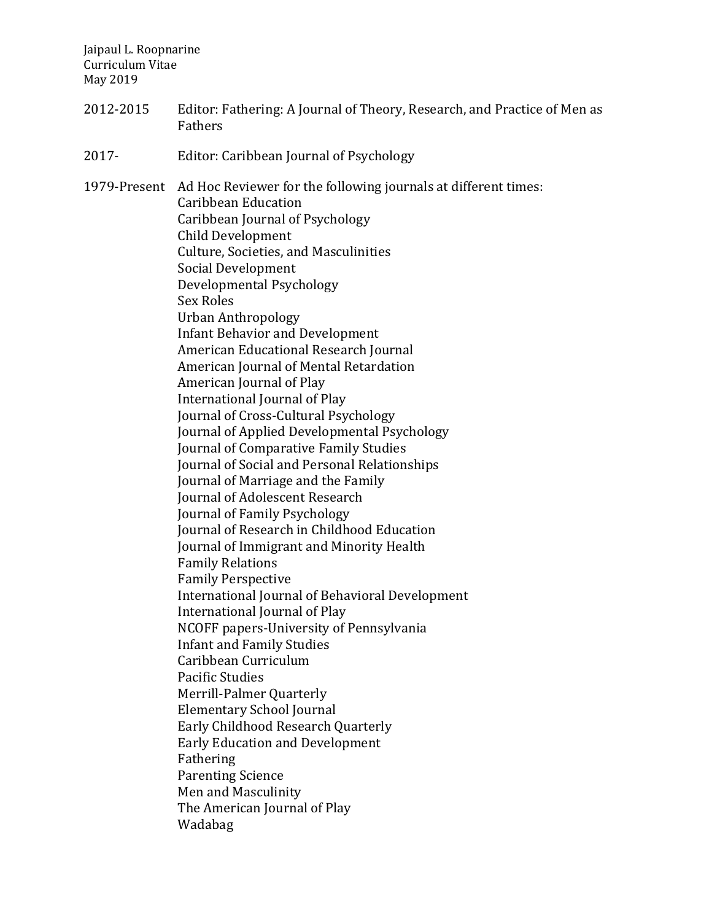2012-2015 Editor: Fathering: A Journal of Theory, Research, and Practice of Men as Fathers

2017- Editor: Caribbean Journal of Psychology

1979-Present Ad Hoc Reviewer for the following journals at different times:
Caribbean Education
Caribbean Journal of Psychology
Child Development
Culture, Societies, and Masculinities
Social Development
Developmental Psychology
Sex Roles
Urban Anthropology
Infant Behavior and Development
American Educational Research Journal
American Journal of Mental Retardation
American Journal of Play
International Journal of Play
Journal of Cross-Cultural Psychology
Journal of Applied Developmental Psychology
Journal of Comparative Family Studies
Journal of Social and Personal Relationships
Journal of Marriage and the Family
Journal of Adolescent Research
Journal of Family Psychology
Journal of Research in Childhood Education
Journal of Immigrant and Minority Health
Family Relations
Family Perspective
International Journal of Behavioral Development
International Journal of Play
NCOFF papers-University of Pennsylvania
Infant and Family Studies
Caribbean Curriculum
Pacific Studies
Merrill-Palmer Quarterly
Elementary School Journal
Early Childhood Research Quarterly
Early Education and Development
Fathering
Parenting Science
Men and Masculinity
The American Journal of Play
Wadabag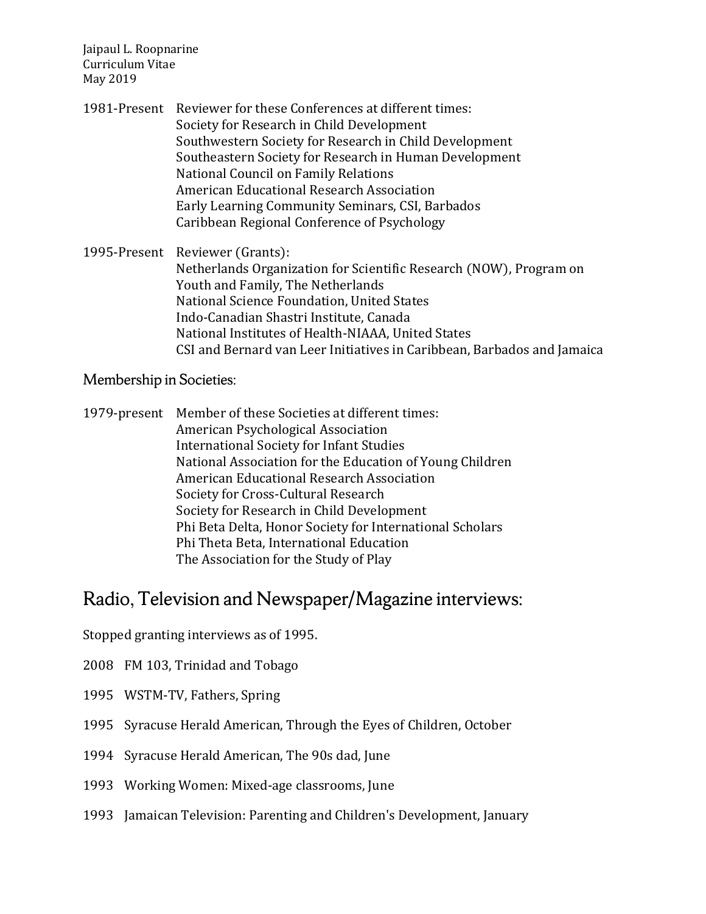1981-Present Reviewer for these Conferences at different times:
Society for Research in Child Development
Southwestern Society for Research in Child Development
Southeastern Society for Research in Human Development
National Council on Family Relations
American Educational Research Association
Early Learning Community Seminars, CSI, Barbados
Caribbean Regional Conference of Psychology

1995-Present Reviewer (Grants):
Netherlands Organization for Scientific Research (NOW), Program on Youth and Family, The Netherlands
National Science Foundation, United States
Indo-Canadian Shastri Institute, Canada
National Institutes of Health-NIAAA, United States
CSI and Bernard van Leer Initiatives in Caribbean, Barbados and Jamaica

### Membership in Societies:

1979-present Member of these Societies at different times:
American Psychological Association
International Society for Infant Studies
National Association for the Education of Young Children
American Educational Research Association
Society for Cross-Cultural Research
Society for Research in Child Development
Phi Beta Delta, Honor Society for International Scholars
Phi Theta Beta, International Education
The Association for the Study of Play

## Radio, Television and Newspaper/Magazine interviews:

Stopped granting interviews as of 1995.

2008 FM 103, Trinidad and Tobago

1995 WSTM-TV, Fathers, Spring

1995 Syracuse Herald American, Through the Eyes of Children, October

1994 Syracuse Herald American, The 90s dad, June

1993 Working Women: Mixed-age classrooms, June

1993 Jamaican Television: Parenting and Children's Development, January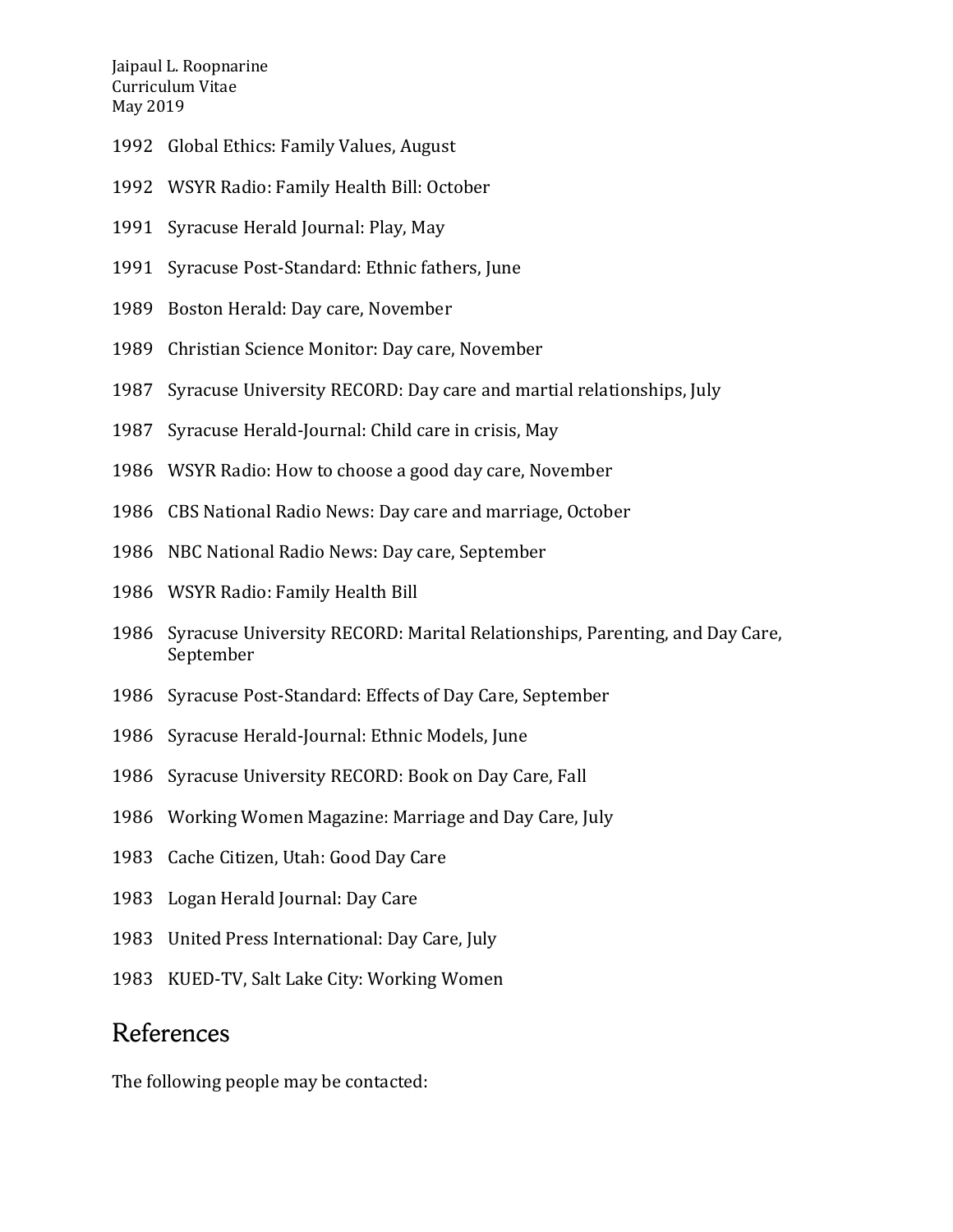1992 Global Ethics: Family Values, August

1992 WSYR Radio: Family Health Bill: October

1991 Syracuse Herald Journal: Play, May

1991 Syracuse Post-Standard: Ethnic fathers, June

1989 Boston Herald: Day care, November

1989 Christian Science Monitor: Day care, November

1987 Syracuse University RECORD: Day care and martial relationships, July

1987 Syracuse Herald-Journal: Child care in crisis, May

1986 WSYR Radio: How to choose a good day care, November

1986 CBS National Radio News: Day care and marriage, October

1986 NBC National Radio News: Day care, September

1986 WSYR Radio: Family Health Bill

1986 Syracuse University RECORD: Marital Relationships, Parenting, and Day Care, September

1986 Syracuse Post-Standard: Effects of Day Care, September

1986 Syracuse Herald-Journal: Ethnic Models, June

1986 Syracuse University RECORD: Book on Day Care, Fall

1986 Working Women Magazine: Marriage and Day Care, July

1983 Cache Citizen, Utah: Good Day Care

1983 Logan Herald Journal: Day Care

1983 United Press International: Day Care, July

1983 KUED-TV, Salt Lake City: Working Women

## References

The following people may be contacted: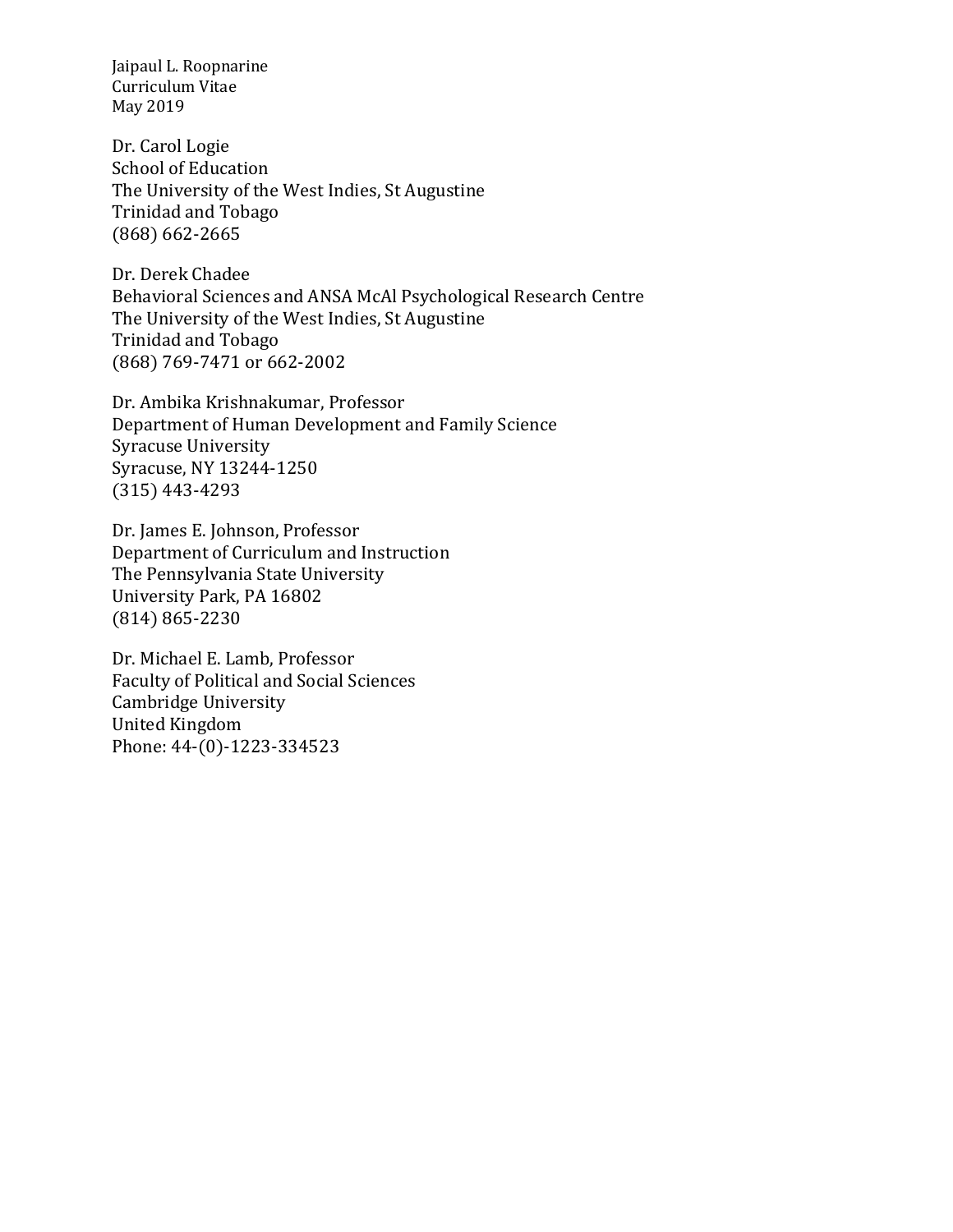Dr. Carol Logie
School of Education
The University of the West Indies, St Augustine
Trinidad and Tobago
(868) 662-2665

Dr. Derek Chadee
Behavioral Sciences and ANSA McAl Psychological Research Centre
The University of the West Indies, St Augustine
Trinidad and Tobago
(868) 769-7471 or 662-2002

Dr. Ambika Krishnakumar, Professor
Department of Human Development and Family Science
Syracuse University
Syracuse, NY 13244-1250
(315) 443-4293

Dr. James E. Johnson, Professor
Department of Curriculum and Instruction
The Pennsylvania State University
University Park, PA 16802
(814) 865-2230

Dr. Michael E. Lamb, Professor
Faculty of Political and Social Sciences
Cambridge University
United Kingdom
Phone: 44-(0)-1223-334523